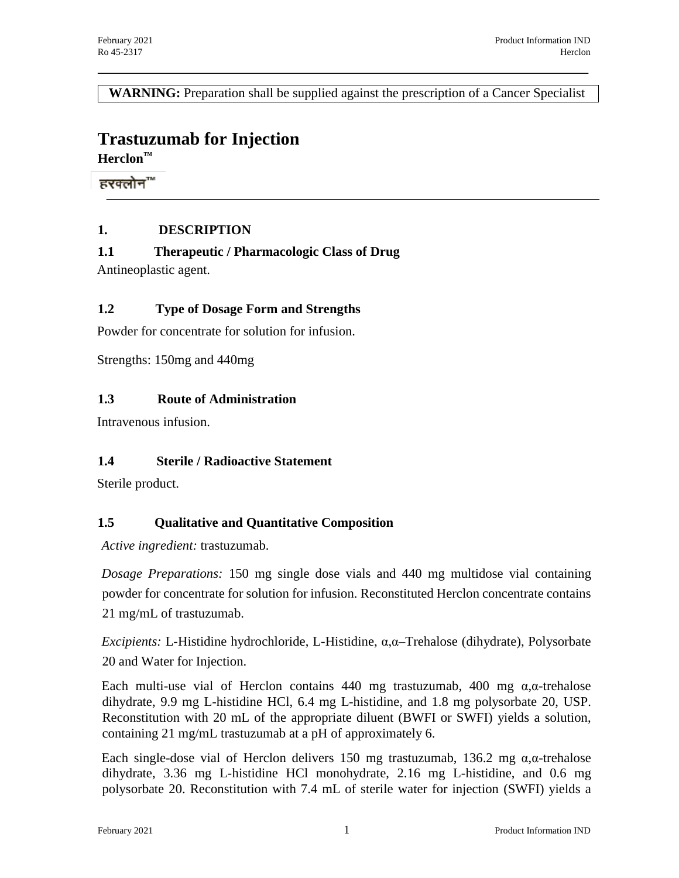**WARNING:** Preparation shall be supplied against the prescription of a Cancer Specialist

# Trastuzumab for Injection

**Herclon™**

हरक्लोन™

## 1. DESCRIPTION

### 1.1 Therapeutic / Pharmacologic Class of Drug

Antineoplastic agent.

### 1.2 Type of Dosage Form and Strengths

Powder for concentrate for solution for infusion.

Strengths: 150mg and 440mg

### 1.3 Route of Administration

Intravenous infusion.

### 1.4 Sterile / Radioactive Statement

Sterile product.

### 1.5 Qualitative and Quantitative Composition

*Active ingredient:* trastuzumab.

*Dosage Preparations:* 150 mg single dose vials and 440 mg multidose vial containing powder for concentrate for solution for infusion. Reconstituted Herclon concentrate contains 21 mg/mL of trastuzumab.

*Excipients:* L-Histidine hydrochloride, L-Histidine, α,α–Trehalose (dihydrate), Polysorbate 20 and Water for Injection.

Each multi-use vial of Herclon contains 440 mg trastuzumab, 400 mg α,α-trehalose dihydrate, 9.9 mg L-histidine HCl, 6.4 mg L-histidine, and 1.8 mg polysorbate 20, USP. Reconstitution with 20 mL of the appropriate diluent (BWFI or SWFI) yields a solution, containing 21 mg/mL trastuzumab at a pH of approximately 6.

Each single-dose vial of Herclon delivers 150 mg trastuzumab, 136.2 mg α,α-trehalose dihydrate, 3.36 mg L-histidine HCl monohydrate, 2.16 mg L-histidine, and 0.6 mg polysorbate 20. Reconstitution with 7.4 mL of sterile water for injection (SWFI) yields a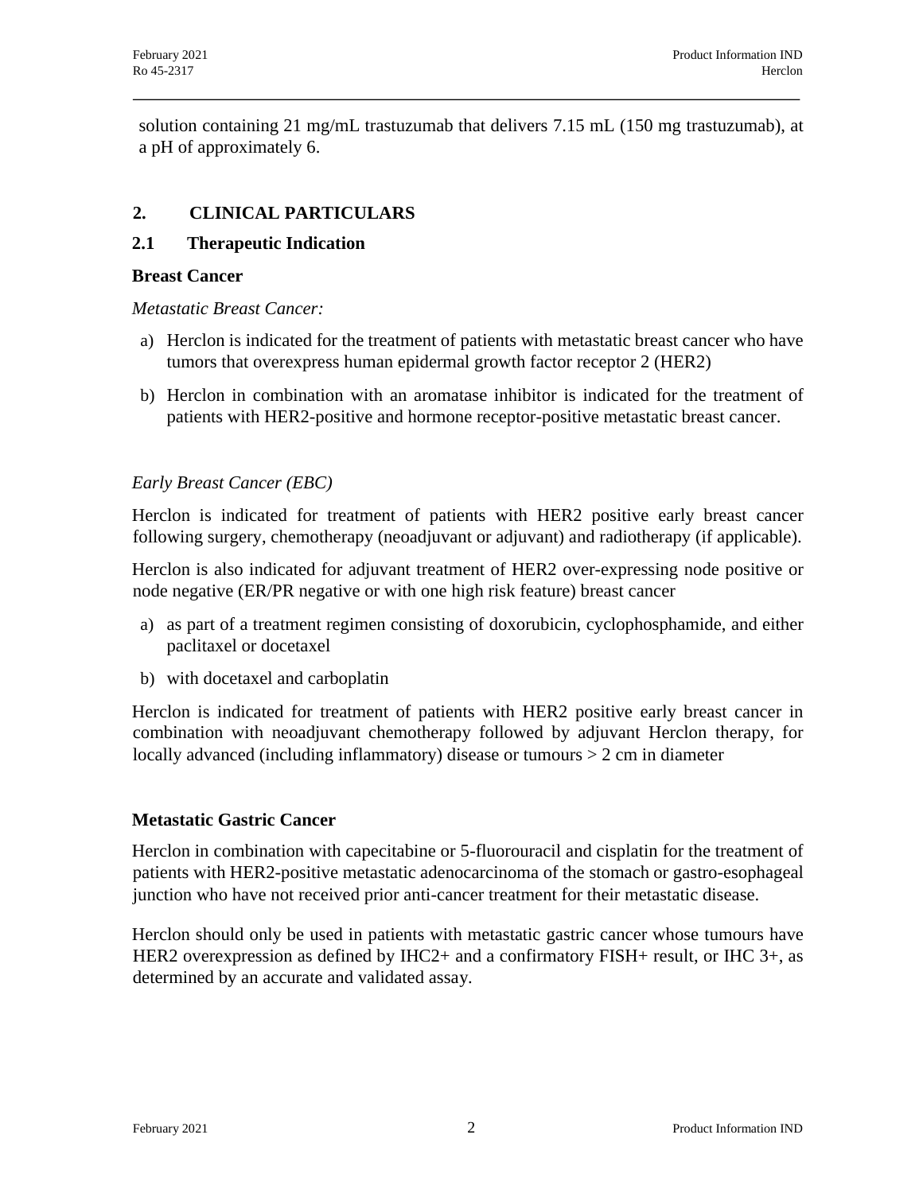solution containing 21 mg/mL trastuzumab that delivers 7.15 mL (150 mg trastuzumab), at a pH of approximately 6.

## 2. CLINICAL PARTICULARS

### 2.1 Therapeutic Indication

**Breast Cancer**

*Metastatic Breast Cancer:*

a) Herclon is indicated for the treatment of patients with metastatic breast cancer who have tumors that overexpress human epidermal growth factor receptor 2 (HER2)

b) Herclon in combination with an aromatase inhibitor is indicated for the treatment of patients with HER2-positive and hormone receptor-positive metastatic breast cancer.

*Early Breast Cancer (EBC)*

Herclon is indicated for treatment of patients with HER2 positive early breast cancer following surgery, chemotherapy (neoadjuvant or adjuvant) and radiotherapy (if applicable).

Herclon is also indicated for adjuvant treatment of HER2 over-expressing node positive or node negative (ER/PR negative or with one high risk feature) breast cancer

a) as part of a treatment regimen consisting of doxorubicin, cyclophosphamide, and either paclitaxel or docetaxel

b) with docetaxel and carboplatin

Herclon is indicated for treatment of patients with HER2 positive early breast cancer in combination with neoadjuvant chemotherapy followed by adjuvant Herclon therapy, for locally advanced (including inflammatory) disease or tumours > 2 cm in diameter

**Metastatic Gastric Cancer**

Herclon in combination with capecitabine or 5-fluorouracil and cisplatin for the treatment of patients with HER2-positive metastatic adenocarcinoma of the stomach or gastro-esophageal junction who have not received prior anti-cancer treatment for their metastatic disease.

Herclon should only be used in patients with metastatic gastric cancer whose tumours have HER2 overexpression as defined by IHC2+ and a confirmatory FISH+ result, or IHC 3+, as determined by an accurate and validated assay.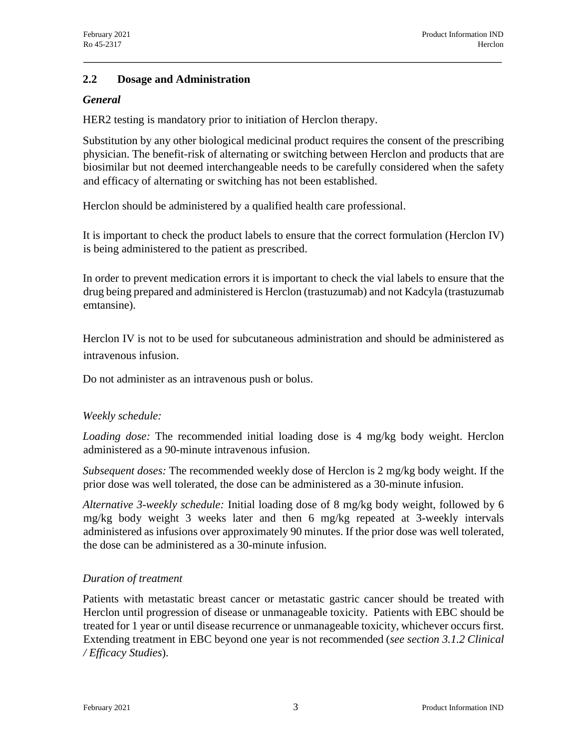## 2.2 Dosage and Administration

### *General*

HER2 testing is mandatory prior to initiation of Herclon therapy.

Substitution by any other biological medicinal product requires the consent of the prescribing physician. The benefit-risk of alternating or switching between Herclon and products that are biosimilar but not deemed interchangeable needs to be carefully considered when the safety and efficacy of alternating or switching has not been established.

Herclon should be administered by a qualified health care professional.

It is important to check the product labels to ensure that the correct formulation (Herclon IV) is being administered to the patient as prescribed.

In order to prevent medication errors it is important to check the vial labels to ensure that the drug being prepared and administered is Herclon (trastuzumab) and not Kadcyla (trastuzumab emtansine).

Herclon IV is not to be used for subcutaneous administration and should be administered as intravenous infusion.

Do not administer as an intravenous push or bolus.

*Weekly schedule:*

*Loading dose:* The recommended initial loading dose is 4 mg/kg body weight. Herclon administered as a 90-minute intravenous infusion.

*Subsequent doses:* The recommended weekly dose of Herclon is 2 mg/kg body weight. If the prior dose was well tolerated, the dose can be administered as a 30-minute infusion.

*Alternative 3-weekly schedule:* Initial loading dose of 8 mg/kg body weight, followed by 6 mg/kg body weight 3 weeks later and then 6 mg/kg repeated at 3-weekly intervals administered as infusions over approximately 90 minutes. If the prior dose was well tolerated, the dose can be administered as a 30-minute infusion.

*Duration of treatment*

Patients with metastatic breast cancer or metastatic gastric cancer should be treated with Herclon until progression of disease or unmanageable toxicity. Patients with EBC should be treated for 1 year or until disease recurrence or unmanageable toxicity, whichever occurs first. Extending treatment in EBC beyond one year is not recommended (*see section 3.1.2 Clinical / Efficacy Studies*).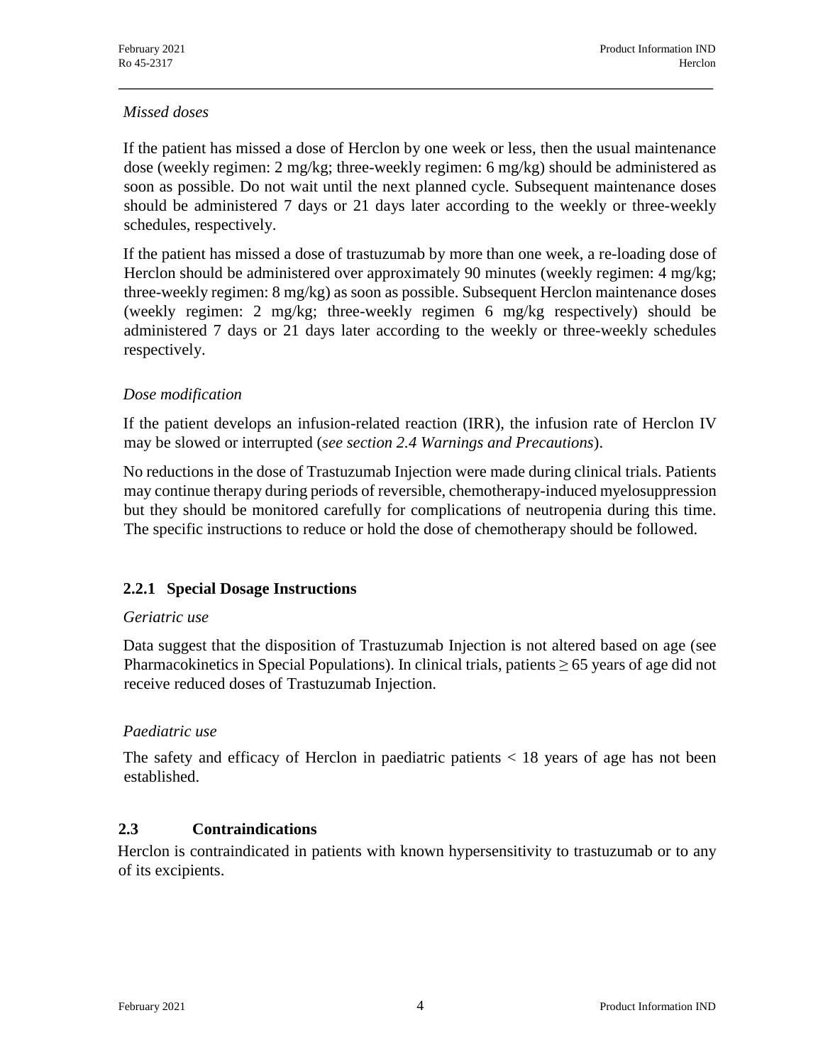*Missed doses*

If the patient has missed a dose of Herclon by one week or less, then the usual maintenance dose (weekly regimen: 2 mg/kg; three-weekly regimen: 6 mg/kg) should be administered as soon as possible. Do not wait until the next planned cycle. Subsequent maintenance doses should be administered 7 days or 21 days later according to the weekly or three-weekly schedules, respectively.

If the patient has missed a dose of trastuzumab by more than one week, a re-loading dose of Herclon should be administered over approximately 90 minutes (weekly regimen: 4 mg/kg; three-weekly regimen: 8 mg/kg) as soon as possible. Subsequent Herclon maintenance doses (weekly regimen: 2 mg/kg; three-weekly regimen 6 mg/kg respectively) should be administered 7 days or 21 days later according to the weekly or three-weekly schedules respectively.

*Dose modification*

If the patient develops an infusion-related reaction (IRR), the infusion rate of Herclon IV may be slowed or interrupted (*see section 2.4 Warnings and Precautions*).

No reductions in the dose of Trastuzumab Injection were made during clinical trials. Patients may continue therapy during periods of reversible, chemotherapy-induced myelosuppression but they should be monitored carefully for complications of neutropenia during this time. The specific instructions to reduce or hold the dose of chemotherapy should be followed.

### 2.2.1 Special Dosage Instructions

*Geriatric use*

Data suggest that the disposition of Trastuzumab Injection is not altered based on age (see Pharmacokinetics in Special Populations). In clinical trials, patients ≥ 65 years of age did not receive reduced doses of Trastuzumab Injection.

*Paediatric use*

The safety and efficacy of Herclon in paediatric patients < 18 years of age has not been established.

## 2.3 Contraindications

Herclon is contraindicated in patients with known hypersensitivity to trastuzumab or to any of its excipients.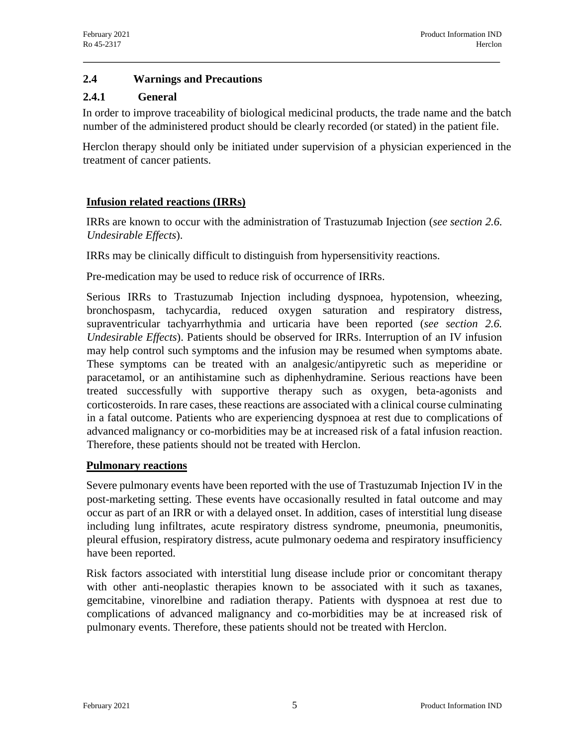## 2.4 Warnings and Precautions

### 2.4.1 General

In order to improve traceability of biological medicinal products, the trade name and the batch number of the administered product should be clearly recorded (or stated) in the patient file.

Herclon therapy should only be initiated under supervision of a physician experienced in the treatment of cancer patients.

**Infusion related reactions (IRRs)**

IRRs are known to occur with the administration of Trastuzumab Injection (*see section 2.6. Undesirable Effects*).

IRRs may be clinically difficult to distinguish from hypersensitivity reactions.

Pre-medication may be used to reduce risk of occurrence of IRRs.

Serious IRRs to Trastuzumab Injection including dyspnoea, hypotension, wheezing, bronchospasm, tachycardia, reduced oxygen saturation and respiratory distress, supraventricular tachyarrhythmia and urticaria have been reported (*see section 2.6. Undesirable Effects*). Patients should be observed for IRRs. Interruption of an IV infusion may help control such symptoms and the infusion may be resumed when symptoms abate. These symptoms can be treated with an analgesic/antipyretic such as meperidine or paracetamol, or an antihistamine such as diphenhydramine. Serious reactions have been treated successfully with supportive therapy such as oxygen, beta-agonists and corticosteroids. In rare cases, these reactions are associated with a clinical course culminating in a fatal outcome. Patients who are experiencing dyspnoea at rest due to complications of advanced malignancy or co-morbidities may be at increased risk of a fatal infusion reaction. Therefore, these patients should not be treated with Herclon.

**Pulmonary reactions**

Severe pulmonary events have been reported with the use of Trastuzumab Injection IV in the post-marketing setting. These events have occasionally resulted in fatal outcome and may occur as part of an IRR or with a delayed onset. In addition, cases of interstitial lung disease including lung infiltrates, acute respiratory distress syndrome, pneumonia, pneumonitis, pleural effusion, respiratory distress, acute pulmonary oedema and respiratory insufficiency have been reported.

Risk factors associated with interstitial lung disease include prior or concomitant therapy with other anti-neoplastic therapies known to be associated with it such as taxanes, gemcitabine, vinorelbine and radiation therapy. Patients with dyspnoea at rest due to complications of advanced malignancy and co-morbidities may be at increased risk of pulmonary events. Therefore, these patients should not be treated with Herclon.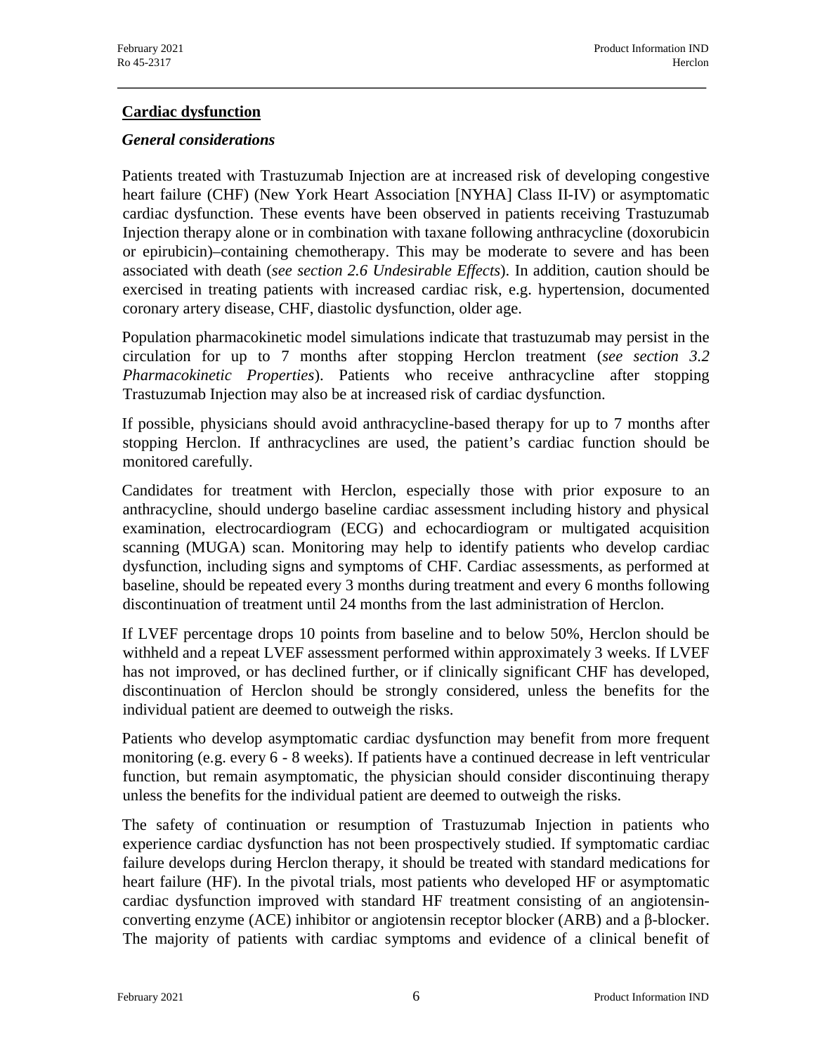## Cardiac dysfunction

### *General considerations*

Patients treated with Trastuzumab Injection are at increased risk of developing congestive heart failure (CHF) (New York Heart Association [NYHA] Class II-IV) or asymptomatic cardiac dysfunction. These events have been observed in patients receiving Trastuzumab Injection therapy alone or in combination with taxane following anthracycline (doxorubicin or epirubicin)–containing chemotherapy. This may be moderate to severe and has been associated with death (*see section 2.6 Undesirable Effects*). In addition, caution should be exercised in treating patients with increased cardiac risk, e.g. hypertension, documented coronary artery disease, CHF, diastolic dysfunction, older age.

Population pharmacokinetic model simulations indicate that trastuzumab may persist in the circulation for up to 7 months after stopping Herclon treatment (*see section 3.2 Pharmacokinetic Properties*). Patients who receive anthracycline after stopping Trastuzumab Injection may also be at increased risk of cardiac dysfunction.

If possible, physicians should avoid anthracycline-based therapy for up to 7 months after stopping Herclon. If anthracyclines are used, the patient's cardiac function should be monitored carefully.

Candidates for treatment with Herclon, especially those with prior exposure to an anthracycline, should undergo baseline cardiac assessment including history and physical examination, electrocardiogram (ECG) and echocardiogram or multigated acquisition scanning (MUGA) scan. Monitoring may help to identify patients who develop cardiac dysfunction, including signs and symptoms of CHF. Cardiac assessments, as performed at baseline, should be repeated every 3 months during treatment and every 6 months following discontinuation of treatment until 24 months from the last administration of Herclon.

If LVEF percentage drops 10 points from baseline and to below 50%, Herclon should be withheld and a repeat LVEF assessment performed within approximately 3 weeks. If LVEF has not improved, or has declined further, or if clinically significant CHF has developed, discontinuation of Herclon should be strongly considered, unless the benefits for the individual patient are deemed to outweigh the risks.

Patients who develop asymptomatic cardiac dysfunction may benefit from more frequent monitoring (e.g. every 6 - 8 weeks). If patients have a continued decrease in left ventricular function, but remain asymptomatic, the physician should consider discontinuing therapy unless the benefits for the individual patient are deemed to outweigh the risks.

The safety of continuation or resumption of Trastuzumab Injection in patients who experience cardiac dysfunction has not been prospectively studied. If symptomatic cardiac failure develops during Herclon therapy, it should be treated with standard medications for heart failure (HF). In the pivotal trials, most patients who developed HF or asymptomatic cardiac dysfunction improved with standard HF treatment consisting of an angiotensin-converting enzyme (ACE) inhibitor or angiotensin receptor blocker (ARB) and a β-blocker. The majority of patients with cardiac symptoms and evidence of a clinical benefit of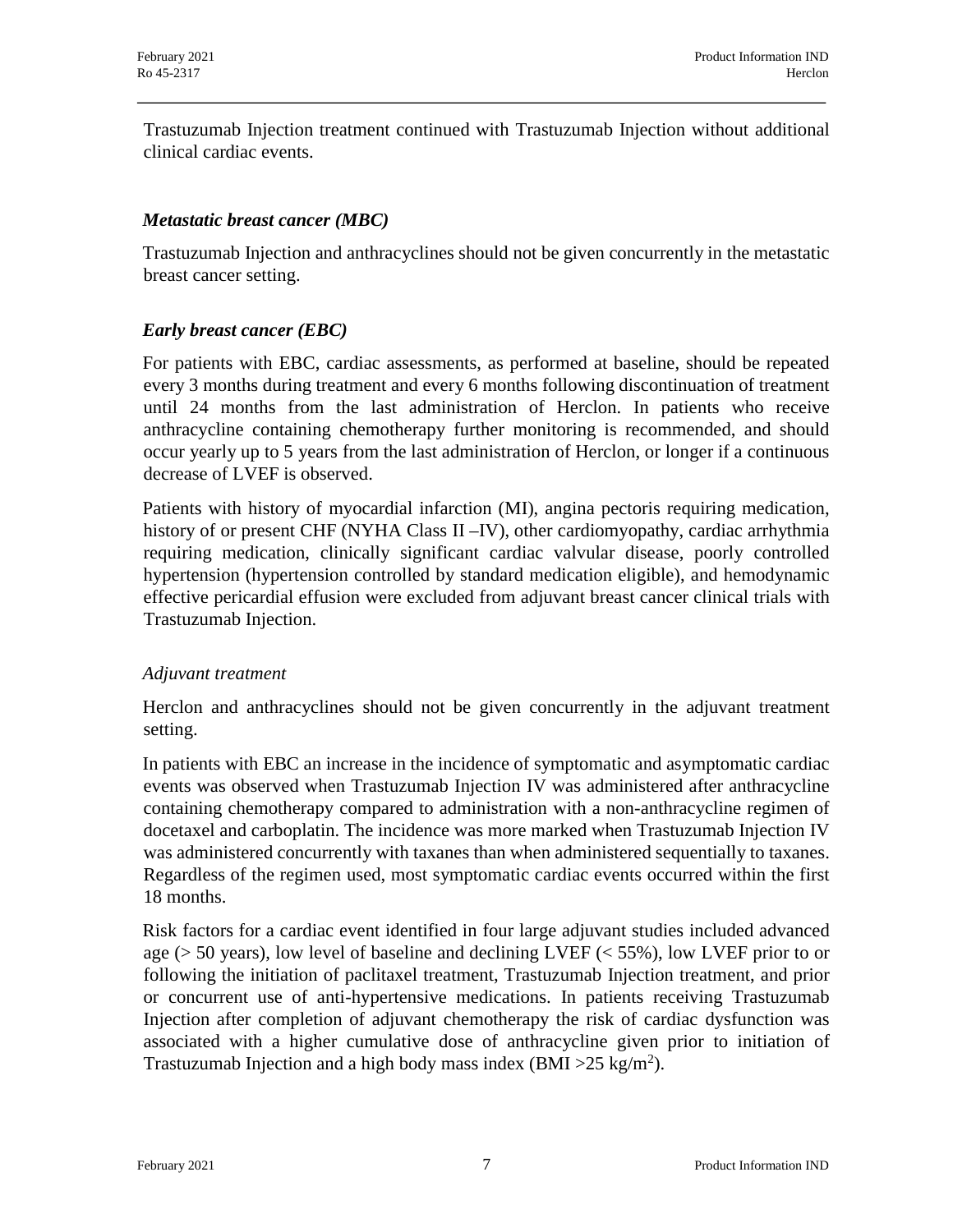Trastuzumab Injection treatment continued with Trastuzumab Injection without additional clinical cardiac events.

### *Metastatic breast cancer (MBC)*

Trastuzumab Injection and anthracyclines should not be given concurrently in the metastatic breast cancer setting.

### *Early breast cancer (EBC)*

For patients with EBC, cardiac assessments, as performed at baseline, should be repeated every 3 months during treatment and every 6 months following discontinuation of treatment until 24 months from the last administration of Herclon. In patients who receive anthracycline containing chemotherapy further monitoring is recommended, and should occur yearly up to 5 years from the last administration of Herclon, or longer if a continuous decrease of LVEF is observed.

Patients with history of myocardial infarction (MI), angina pectoris requiring medication, history of or present CHF (NYHA Class II –IV), other cardiomyopathy, cardiac arrhythmia requiring medication, clinically significant cardiac valvular disease, poorly controlled hypertension (hypertension controlled by standard medication eligible), and hemodynamic effective pericardial effusion were excluded from adjuvant breast cancer clinical trials with Trastuzumab Injection.

*Adjuvant treatment*

Herclon and anthracyclines should not be given concurrently in the adjuvant treatment setting.

In patients with EBC an increase in the incidence of symptomatic and asymptomatic cardiac events was observed when Trastuzumab Injection IV was administered after anthracycline containing chemotherapy compared to administration with a non-anthracycline regimen of docetaxel and carboplatin. The incidence was more marked when Trastuzumab Injection IV was administered concurrently with taxanes than when administered sequentially to taxanes. Regardless of the regimen used, most symptomatic cardiac events occurred within the first 18 months.

Risk factors for a cardiac event identified in four large adjuvant studies included advanced age (> 50 years), low level of baseline and declining LVEF (< 55%), low LVEF prior to or following the initiation of paclitaxel treatment, Trastuzumab Injection treatment, and prior or concurrent use of anti-hypertensive medications. In patients receiving Trastuzumab Injection after completion of adjuvant chemotherapy the risk of cardiac dysfunction was associated with a higher cumulative dose of anthracycline given prior to initiation of Trastuzumab Injection and a high body mass index (BMI >25 kg/m$^2$).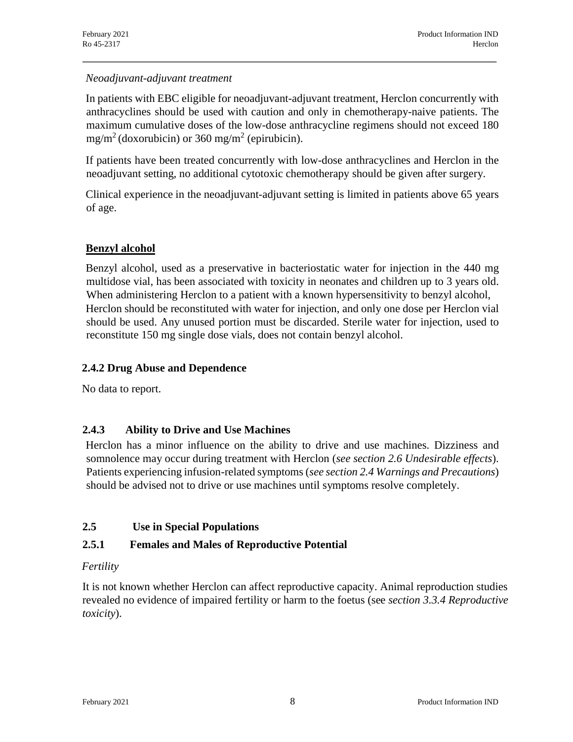*Neoadjuvant-adjuvant treatment*

In patients with EBC eligible for neoadjuvant-adjuvant treatment, Herclon concurrently with anthracyclines should be used with caution and only in chemotherapy-naive patients. The maximum cumulative doses of the low-dose anthracycline regimens should not exceed 180 $mg/m^2$ (doxorubicin) or 360 $mg/m^2$ (epirubicin).

If patients have been treated concurrently with low-dose anthracyclines and Herclon in the neoadjuvant setting, no additional cytotoxic chemotherapy should be given after surgery.

Clinical experience in the neoadjuvant-adjuvant setting is limited in patients above 65 years of age.

**Benzyl alcohol**

Benzyl alcohol, used as a preservative in bacteriostatic water for injection in the 440 mg multidose vial, has been associated with toxicity in neonates and children up to 3 years old. When administering Herclon to a patient with a known hypersensitivity to benzyl alcohol, Herclon should be reconstituted with water for injection, and only one dose per Herclon vial should be used. Any unused portion must be discarded. Sterile water for injection, used to reconstitute 150 mg single dose vials, does not contain benzyl alcohol.

### 2.4.2 Drug Abuse and Dependence

No data to report.

### 2.4.3 Ability to Drive and Use Machines

Herclon has a minor influence on the ability to drive and use machines. Dizziness and somnolence may occur during treatment with Herclon (*see section 2.6 Undesirable effects*). Patients experiencing infusion-related symptoms (*see section 2.4 Warnings and Precautions*) should be advised not to drive or use machines until symptoms resolve completely.

## 2.5 Use in Special Populations

### 2.5.1 Females and Males of Reproductive Potential

*Fertility*

It is not known whether Herclon can affect reproductive capacity. Animal reproduction studies revealed no evidence of impaired fertility or harm to the foetus (see *section 3.3.4 Reproductive toxicity*).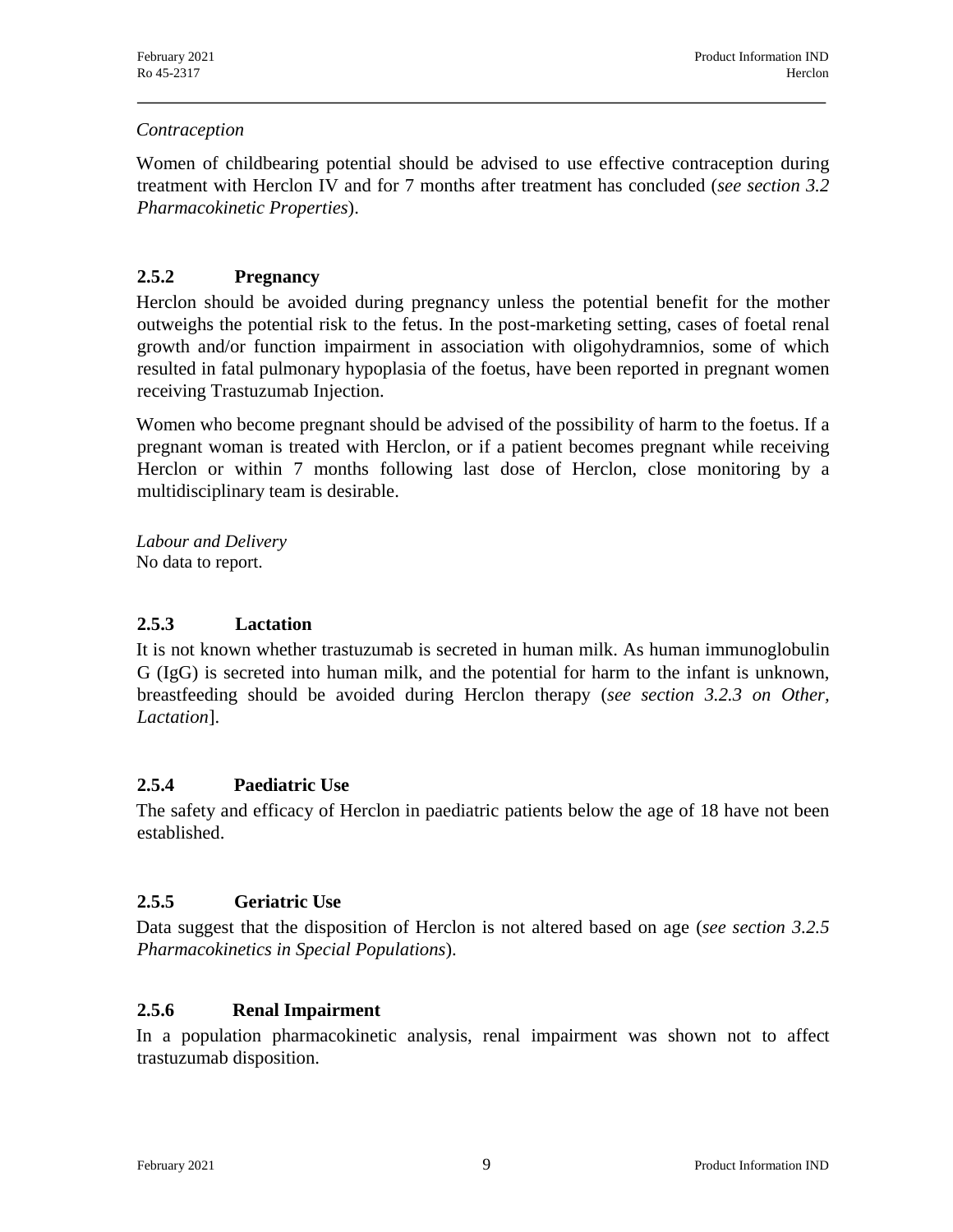*Contraception*

Women of childbearing potential should be advised to use effective contraception during treatment with Herclon IV and for 7 months after treatment has concluded (*see section 3.2 Pharmacokinetic Properties*).

### 2.5.2 Pregnancy

Herclon should be avoided during pregnancy unless the potential benefit for the mother outweighs the potential risk to the fetus. In the post-marketing setting, cases of foetal renal growth and/or function impairment in association with oligohydramnios, some of which resulted in fatal pulmonary hypoplasia of the foetus, have been reported in pregnant women receiving Trastuzumab Injection.

Women who become pregnant should be advised of the possibility of harm to the foetus. If a pregnant woman is treated with Herclon, or if a patient becomes pregnant while receiving Herclon or within 7 months following last dose of Herclon, close monitoring by a multidisciplinary team is desirable.

*Labour and Delivery*
No data to report.

### 2.5.3 Lactation

It is not known whether trastuzumab is secreted in human milk. As human immunoglobulin G (IgG) is secreted into human milk, and the potential for harm to the infant is unknown, breastfeeding should be avoided during Herclon therapy (*see section 3.2.3 on Other, Lactation*].

### 2.5.4 Paediatric Use

The safety and efficacy of Herclon in paediatric patients below the age of 18 have not been established.

### 2.5.5 Geriatric Use

Data suggest that the disposition of Herclon is not altered based on age (*see section 3.2.5 Pharmacokinetics in Special Populations*).

### 2.5.6 Renal Impairment

In a population pharmacokinetic analysis, renal impairment was shown not to affect trastuzumab disposition.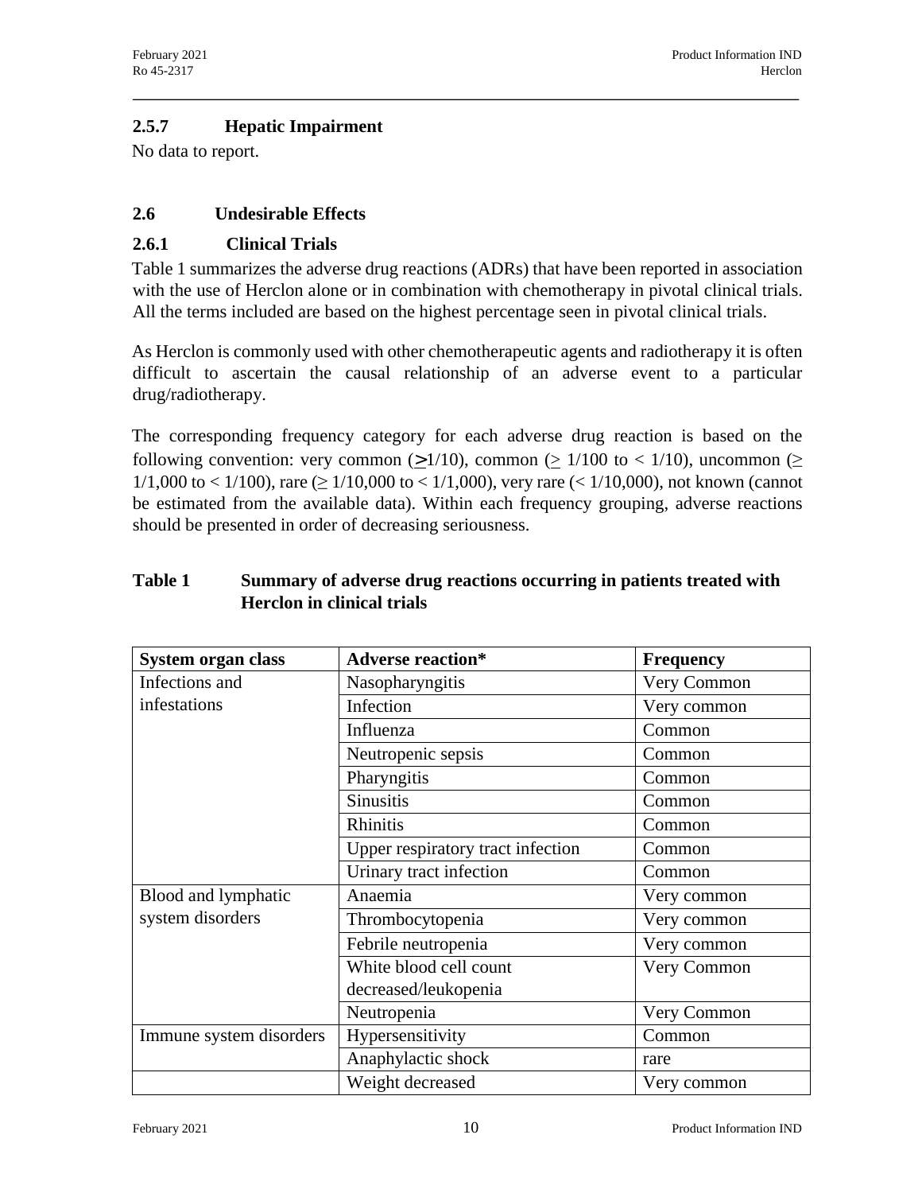### 2.5.7 Hepatic Impairment

No data to report.

## 2.6 Undesirable Effects

### 2.6.1 Clinical Trials

Table 1 summarizes the adverse drug reactions (ADRs) that have been reported in association with the use of Herclon alone or in combination with chemotherapy in pivotal clinical trials. All the terms included are based on the highest percentage seen in pivotal clinical trials.

As Herclon is commonly used with other chemotherapeutic agents and radiotherapy it is often difficult to ascertain the causal relationship of an adverse event to a particular drug/radiotherapy.

The corresponding frequency category for each adverse drug reaction is based on the following convention: very common (≥1/10), common (≥ 1/100 to < 1/10), uncommon (≥ 1/1,000 to < 1/100), rare (≥ 1/10,000 to < 1/1,000), very rare (< 1/10,000), not known (cannot be estimated from the available data). Within each frequency grouping, adverse reactions should be presented in order of decreasing seriousness.

**Table 1 Summary of adverse drug reactions occurring in patients treated with Herclon in clinical trials**

| System organ class | Adverse reaction* | Frequency |
|---|---|---|
| Infections and infestations | Nasopharyngitis | Very Common |
| | Infection | Very common |
| | Influenza | Common |
| | Neutropenic sepsis | Common |
| | Pharyngitis | Common |
| | Sinusitis | Common |
| | Rhinitis | Common |
| | Upper respiratory tract infection | Common |
| | Urinary tract infection | Common |
| Blood and lymphatic system disorders | Anaemia | Very common |
| | Thrombocytopenia | Very common |
| | Febrile neutropenia | Very common |
| | White blood cell count decreased/leukopenia | Very Common |
| | Neutropenia | Very Common |
| Immune system disorders | Hypersensitivity | Common |
| | Anaphylactic shock | rare |
| | Weight decreased | Very common |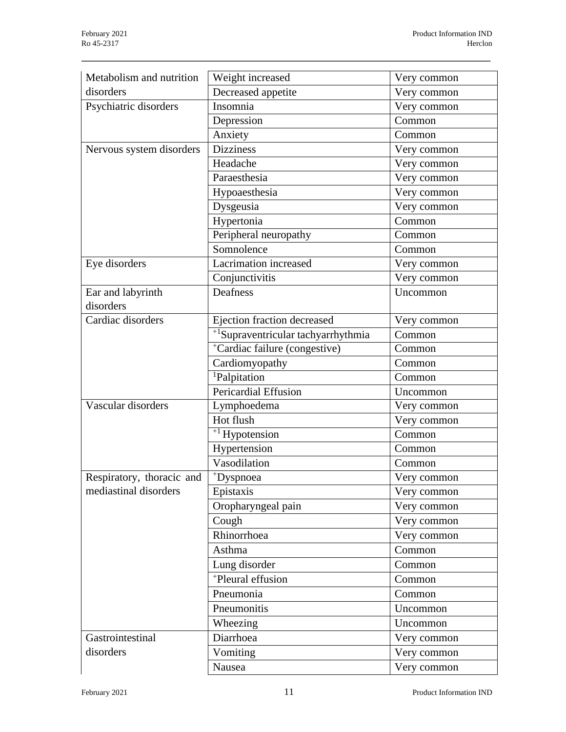| | | |
|---|---|---|
| Metabolism and nutrition disorders | Weight increased | Very common |
| | Decreased appetite | Very common |
| Psychiatric disorders | Insomnia | Very common |
| | Depression | Common |
| | Anxiety | Common |
| Nervous system disorders | Dizziness | Very common |
| | Headache | Very common |
| | Paraesthesia | Very common |
| | Hypoaesthesia | Very common |
| | Dysgeusia | Very common |
| | Hypertonia | Common |
| | Peripheral neuropathy | Common |
| | Somnolence | Common |
| Eye disorders | Lacrimation increased | Very common |
| | Conjunctivitis | Very common |
| Ear and labyrinth disorders | Deafness | Uncommon |
| Cardiac disorders | Ejection fraction decreased | Very common |
| | [+1]Supraventricular tachyarrhythmia | Common |
| | [+]Cardiac failure (congestive) | Common |
| | Cardiomyopathy | Common |
| | [1]Palpitation | Common |
| | Pericardial Effusion | Uncommon |
| Vascular disorders | Lymphoedema | Very common |
| | Hot flush | Very common |
| | [+1] Hypotension | Common |
| | Hypertension | Common |
| | Vasodilation | Common |
| Respiratory, thoracic and mediastinal disorders | [+]Dyspnoea | Very common |
| | Epistaxis | Very common |
| | Oropharyngeal pain | Very common |
| | Cough | Very common |
| | Rhinorrhoea | Very common |
| | Asthma | Common |
| | Lung disorder | Common |
| | [+]Pleural effusion | Common |
| | Pneumonia | Common |
| | Pneumonitis | Uncommon |
| | Wheezing | Uncommon |
| Gastrointestinal disorders | Diarrhoea | Very common |
| | Vomiting | Very common |
| | Nausea | Very common |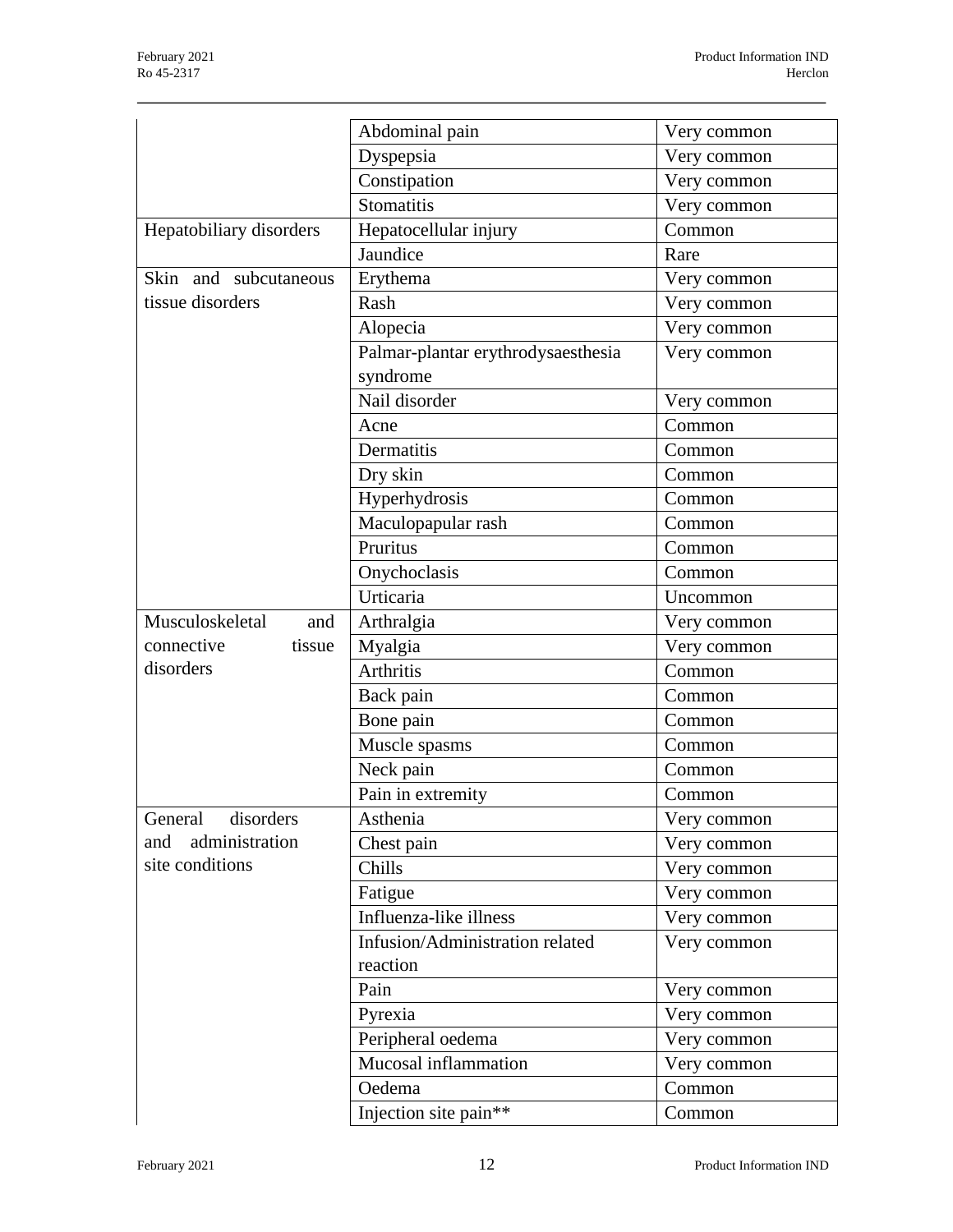| | | |
|---|---|---|
| | Abdominal pain | Very common |
| | Dyspepsia | Very common |
| | Constipation | Very common |
| | Stomatitis | Very common |
| Hepatobiliary disorders | Hepatocellular injury | Common |
| | Jaundice | Rare |
| Skin and subcutaneous tissue disorders | Erythema | Very common |
| | Rash | Very common |
| | Alopecia | Very common |
| | Palmar-plantar erythrodysaesthesia syndrome | Very common |
| | Nail disorder | Very common |
| | Acne | Common |
| | Dermatitis | Common |
| | Dry skin | Common |
| | Hyperhydrosis | Common |
| | Maculopapular rash | Common |
| | Pruritus | Common |
| | Onychoclasis | Common |
| | Urticaria | Uncommon |
| Musculoskeletal and connective tissue disorders | Arthralgia | Very common |
| | Myalgia | Very common |
| | Arthritis | Common |
| | Back pain | Common |
| | Bone pain | Common |
| | Muscle spasms | Common |
| | Neck pain | Common |
| | Pain in extremity | Common |
| General disorders and administration site conditions | Asthenia | Very common |
| | Chest pain | Very common |
| | Chills | Very common |
| | Fatigue | Very common |
| | Influenza-like illness | Very common |
| | Infusion/Administration related reaction | Very common |
| | Pain | Very common |
| | Pyrexia | Very common |
| | Peripheral oedema | Very common |
| | Mucosal inflammation | Very common |
| | Oedema | Common |
| | Injection site pain** | Common |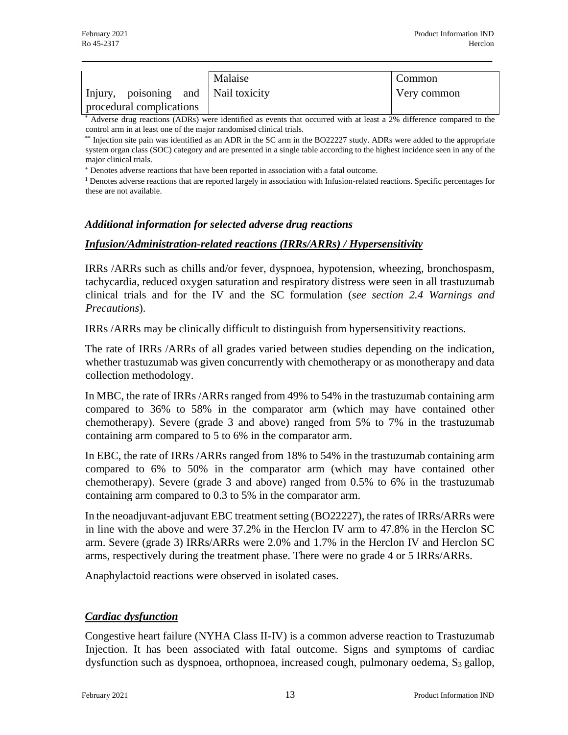| | | |
|---|---|---|
| | Malaise | Common |
| Injury, poisoning and procedural complications | Nail toxicity | Very common |

\* Adverse drug reactions (ADRs) were identified as events that occurred with at least a 2% difference compared to the control arm in at least one of the major randomised clinical trials.

\*\* Injection site pain was identified as an ADR in the SC arm in the BO22227 study. ADRs were added to the appropriate system organ class (SOC) category and are presented in a single table according to the highest incidence seen in any of the major clinical trials.

[+] Denotes adverse reactions that have been reported in association with a fatal outcome.

[1] Denotes adverse reactions that are reported largely in association with Infusion-related reactions. Specific percentages for these are not available.

### *Additional information for selected adverse drug reactions*

#### ***Infusion/Administration-related reactions (IRRs/ARRs) / Hypersensitivity***

IRRs /ARRs such as chills and/or fever, dyspnoea, hypotension, wheezing, bronchospasm, tachycardia, reduced oxygen saturation and respiratory distress were seen in all trastuzumab clinical trials and for the IV and the SC formulation (*see section 2.4 Warnings and Precautions*).

IRRs /ARRs may be clinically difficult to distinguish from hypersensitivity reactions.

The rate of IRRs /ARRs of all grades varied between studies depending on the indication, whether trastuzumab was given concurrently with chemotherapy or as monotherapy and data collection methodology.

In MBC, the rate of IRRs /ARRs ranged from 49% to 54% in the trastuzumab containing arm compared to 36% to 58% in the comparator arm (which may have contained other chemotherapy). Severe (grade 3 and above) ranged from 5% to 7% in the trastuzumab containing arm compared to 5 to 6% in the comparator arm.

In EBC, the rate of IRRs /ARRs ranged from 18% to 54% in the trastuzumab containing arm compared to 6% to 50% in the comparator arm (which may have contained other chemotherapy). Severe (grade 3 and above) ranged from 0.5% to 6% in the trastuzumab containing arm compared to 0.3 to 5% in the comparator arm.

In the neoadjuvant-adjuvant EBC treatment setting (BO22227), the rates of IRRs/ARRs were in line with the above and were 37.2% in the Herclon IV arm to 47.8% in the Herclon SC arm. Severe (grade 3) IRRs/ARRs were 2.0% and 1.7% in the Herclon IV and Herclon SC arms, respectively during the treatment phase. There were no grade 4 or 5 IRRs/ARRs.

Anaphylactoid reactions were observed in isolated cases.

#### ***Cardiac dysfunction***

Congestive heart failure (NYHA Class II-IV) is a common adverse reaction to Trastuzumab Injection. It has been associated with fatal outcome. Signs and symptoms of cardiac dysfunction such as dyspnoea, orthopnoea, increased cough, pulmonary oedema, $S_3$ gallop,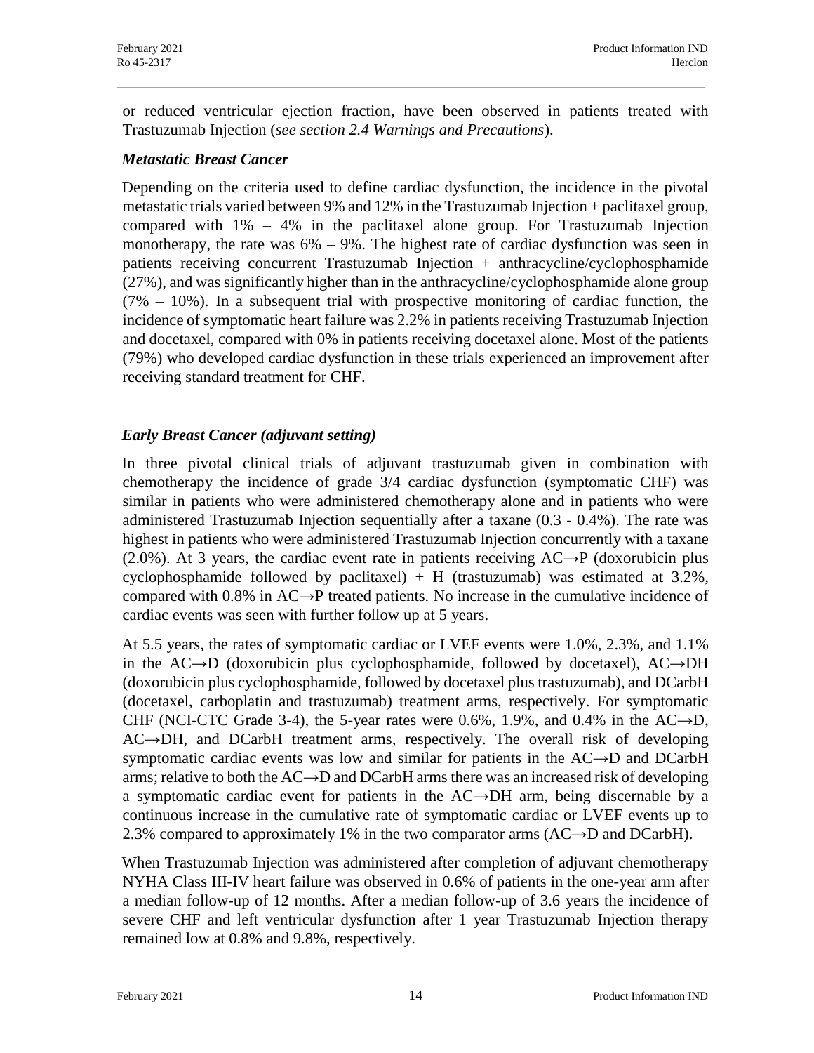or reduced ventricular ejection fraction, have been observed in patients treated with Trastuzumab Injection (*see section 2.4 Warnings and Precautions*).

### *Metastatic Breast Cancer*

Depending on the criteria used to define cardiac dysfunction, the incidence in the pivotal metastatic trials varied between 9% and 12% in the Trastuzumab Injection + paclitaxel group, compared with 1% – 4% in the paclitaxel alone group. For Trastuzumab Injection monotherapy, the rate was 6% – 9%. The highest rate of cardiac dysfunction was seen in patients receiving concurrent Trastuzumab Injection + anthracycline/cyclophosphamide (27%), and was significantly higher than in the anthracycline/cyclophosphamide alone group (7% – 10%). In a subsequent trial with prospective monitoring of cardiac function, the incidence of symptomatic heart failure was 2.2% in patients receiving Trastuzumab Injection and docetaxel, compared with 0% in patients receiving docetaxel alone. Most of the patients (79%) who developed cardiac dysfunction in these trials experienced an improvement after receiving standard treatment for CHF.

### *Early Breast Cancer (adjuvant setting)*

In three pivotal clinical trials of adjuvant trastuzumab given in combination with chemotherapy the incidence of grade 3/4 cardiac dysfunction (symptomatic CHF) was similar in patients who were administered chemotherapy alone and in patients who were administered Trastuzumab Injection sequentially after a taxane (0.3 - 0.4%). The rate was highest in patients who were administered Trastuzumab Injection concurrently with a taxane (2.0%). At 3 years, the cardiac event rate in patients receiving AC→P (doxorubicin plus cyclophosphamide followed by paclitaxel) + H (trastuzumab) was estimated at 3.2%, compared with 0.8% in AC→P treated patients. No increase in the cumulative incidence of cardiac events was seen with further follow up at 5 years.

At 5.5 years, the rates of symptomatic cardiac or LVEF events were 1.0%, 2.3%, and 1.1% in the AC→D (doxorubicin plus cyclophosphamide, followed by docetaxel), AC→DH (doxorubicin plus cyclophosphamide, followed by docetaxel plus trastuzumab), and DCarbH (docetaxel, carboplatin and trastuzumab) treatment arms, respectively. For symptomatic CHF (NCI-CTC Grade 3-4), the 5-year rates were 0.6%, 1.9%, and 0.4% in the AC→D, AC→DH, and DCarbH treatment arms, respectively. The overall risk of developing symptomatic cardiac events was low and similar for patients in the AC→D and DCarbH arms; relative to both the AC→D and DCarbH arms there was an increased risk of developing a symptomatic cardiac event for patients in the AC→DH arm, being discernable by a continuous increase in the cumulative rate of symptomatic cardiac or LVEF events up to 2.3% compared to approximately 1% in the two comparator arms (AC→D and DCarbH).

When Trastuzumab Injection was administered after completion of adjuvant chemotherapy NYHA Class III-IV heart failure was observed in 0.6% of patients in the one-year arm after a median follow-up of 12 months. After a median follow-up of 3.6 years the incidence of severe CHF and left ventricular dysfunction after 1 year Trastuzumab Injection therapy remained low at 0.8% and 9.8%, respectively.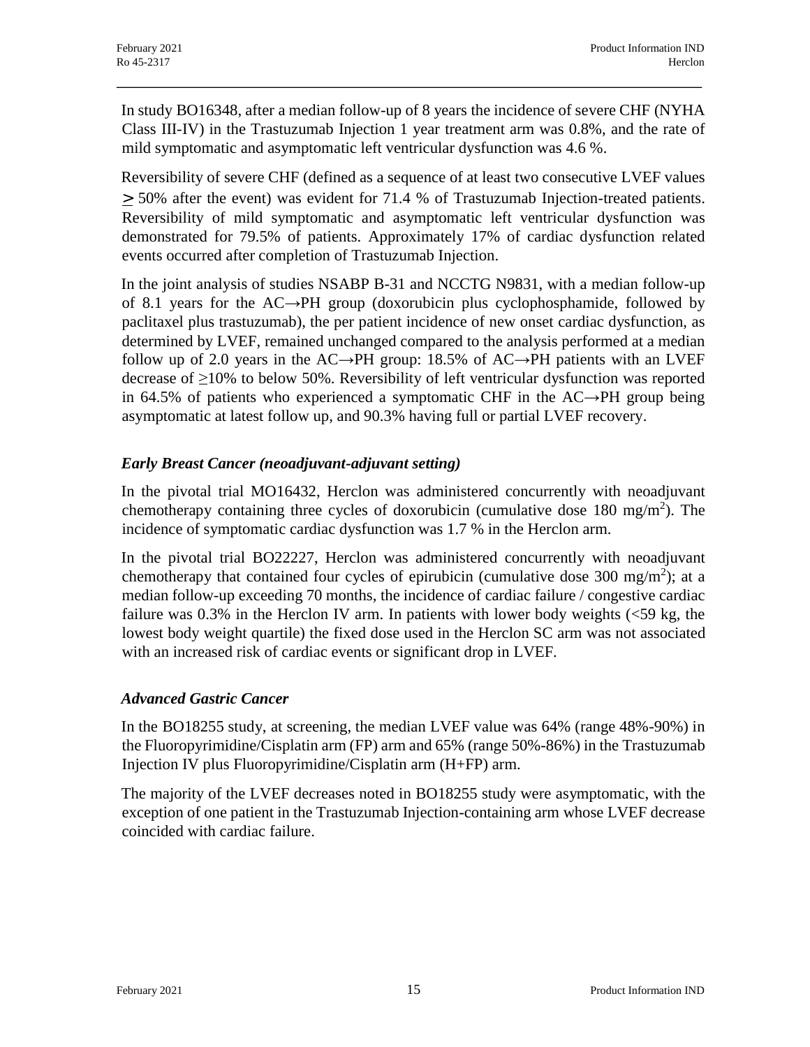In study BO16348, after a median follow-up of 8 years the incidence of severe CHF (NYHA Class III-IV) in the Trastuzumab Injection 1 year treatment arm was 0.8%, and the rate of mild symptomatic and asymptomatic left ventricular dysfunction was 4.6 %.

Reversibility of severe CHF (defined as a sequence of at least two consecutive LVEF values $\geq$ 50% after the event) was evident for 71.4 % of Trastuzumab Injection-treated patients. Reversibility of mild symptomatic and asymptomatic left ventricular dysfunction was demonstrated for 79.5% of patients. Approximately 17% of cardiac dysfunction related events occurred after completion of Trastuzumab Injection.

In the joint analysis of studies NSABP B-31 and NCCTG N9831, with a median follow-up of 8.1 years for the AC→PH group (doxorubicin plus cyclophosphamide, followed by paclitaxel plus trastuzumab), the per patient incidence of new onset cardiac dysfunction, as determined by LVEF, remained unchanged compared to the analysis performed at a median follow up of 2.0 years in the AC→PH group: 18.5% of AC→PH patients with an LVEF decrease of ≥10% to below 50%. Reversibility of left ventricular dysfunction was reported in 64.5% of patients who experienced a symptomatic CHF in the AC→PH group being asymptomatic at latest follow up, and 90.3% having full or partial LVEF recovery.

### *Early Breast Cancer (neoadjuvant-adjuvant setting)*

In the pivotal trial MO16432, Herclon was administered concurrently with neoadjuvant chemotherapy containing three cycles of doxorubicin (cumulative dose 180 mg/m$^2$). The incidence of symptomatic cardiac dysfunction was 1.7 % in the Herclon arm.

In the pivotal trial BO22227, Herclon was administered concurrently with neoadjuvant chemotherapy that contained four cycles of epirubicin (cumulative dose 300 mg/m$^2$); at a median follow-up exceeding 70 months, the incidence of cardiac failure / congestive cardiac failure was 0.3% in the Herclon IV arm. In patients with lower body weights (<59 kg, the lowest body weight quartile) the fixed dose used in the Herclon SC arm was not associated with an increased risk of cardiac events or significant drop in LVEF.

### *Advanced Gastric Cancer*

In the BO18255 study, at screening, the median LVEF value was 64% (range 48%-90%) in the Fluoropyrimidine/Cisplatin arm (FP) arm and 65% (range 50%-86%) in the Trastuzumab Injection IV plus Fluoropyrimidine/Cisplatin arm (H+FP) arm.

The majority of the LVEF decreases noted in BO18255 study were asymptomatic, with the exception of one patient in the Trastuzumab Injection-containing arm whose LVEF decrease coincided with cardiac failure.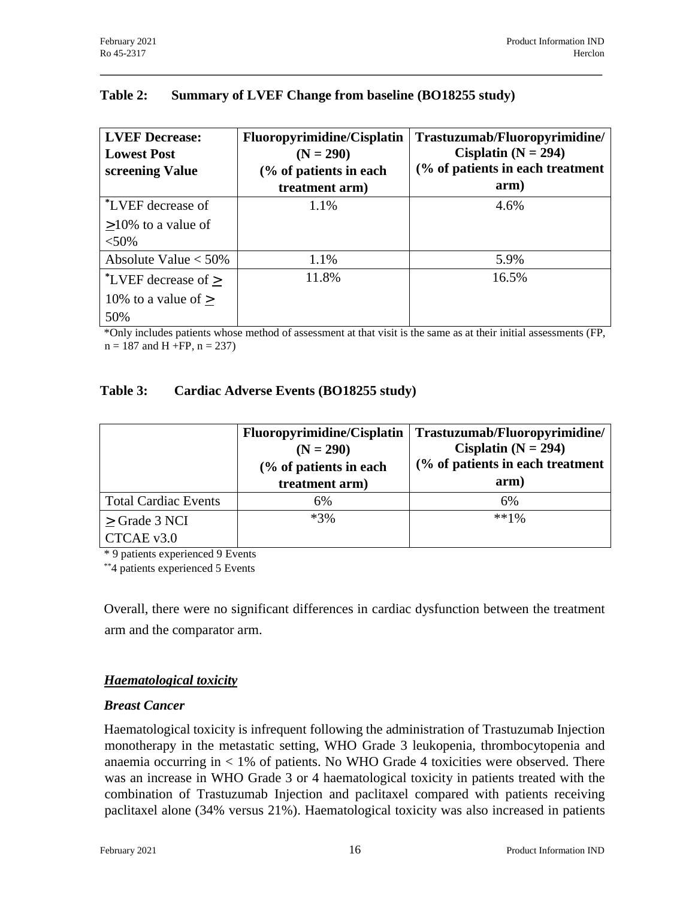**Table 2: Summary of LVEF Change from baseline (BO18255 study)**

| LVEF Decrease: Lowest Post screening Value | Fluoropyrimidine/Cisplatin (N = 290) (% of patients in each treatment arm) | Trastuzumab/Fluoropyrimidine/ Cisplatin (N = 294) (% of patients in each treatment arm) |
|---|---|---|
| *LVEF decrease of ≥10% to a value of <50% | 1.1% | 4.6% |
| Absolute Value < 50% | 1.1% | 5.9% |
| *LVEF decrease of ≥ 10% to a value of ≥ 50% | 11.8% | 16.5% |

*Only includes patients whose method of assessment at that visit is the same as at their initial assessments (FP, n = 187 and H +FP, n = 237)

**Table 3: Cardiac Adverse Events (BO18255 study)**

| | Fluoropyrimidine/Cisplatin (N = 290) (% of patients in each treatment arm) | Trastuzumab/Fluoropyrimidine/ Cisplatin (N = 294) (% of patients in each treatment arm) |
|---|---|---|
| Total Cardiac Events | 6% | 6% |
| ≥ Grade 3 NCI CTCAE v3.0 | *3% | **1% |

* 9 patients experienced 9 Events

** 4 patients experienced 5 Events

Overall, there were no significant differences in cardiac dysfunction between the treatment arm and the comparator arm.

***Haematological toxicity***

***Breast Cancer***

Haematological toxicity is infrequent following the administration of Trastuzumab Injection monotherapy in the metastatic setting, WHO Grade 3 leukopenia, thrombocytopenia and anaemia occurring in < 1% of patients. No WHO Grade 4 toxicities were observed. There was an increase in WHO Grade 3 or 4 haematological toxicity in patients treated with the combination of Trastuzumab Injection and paclitaxel compared with patients receiving paclitaxel alone (34% versus 21%). Haematological toxicity was also increased in patients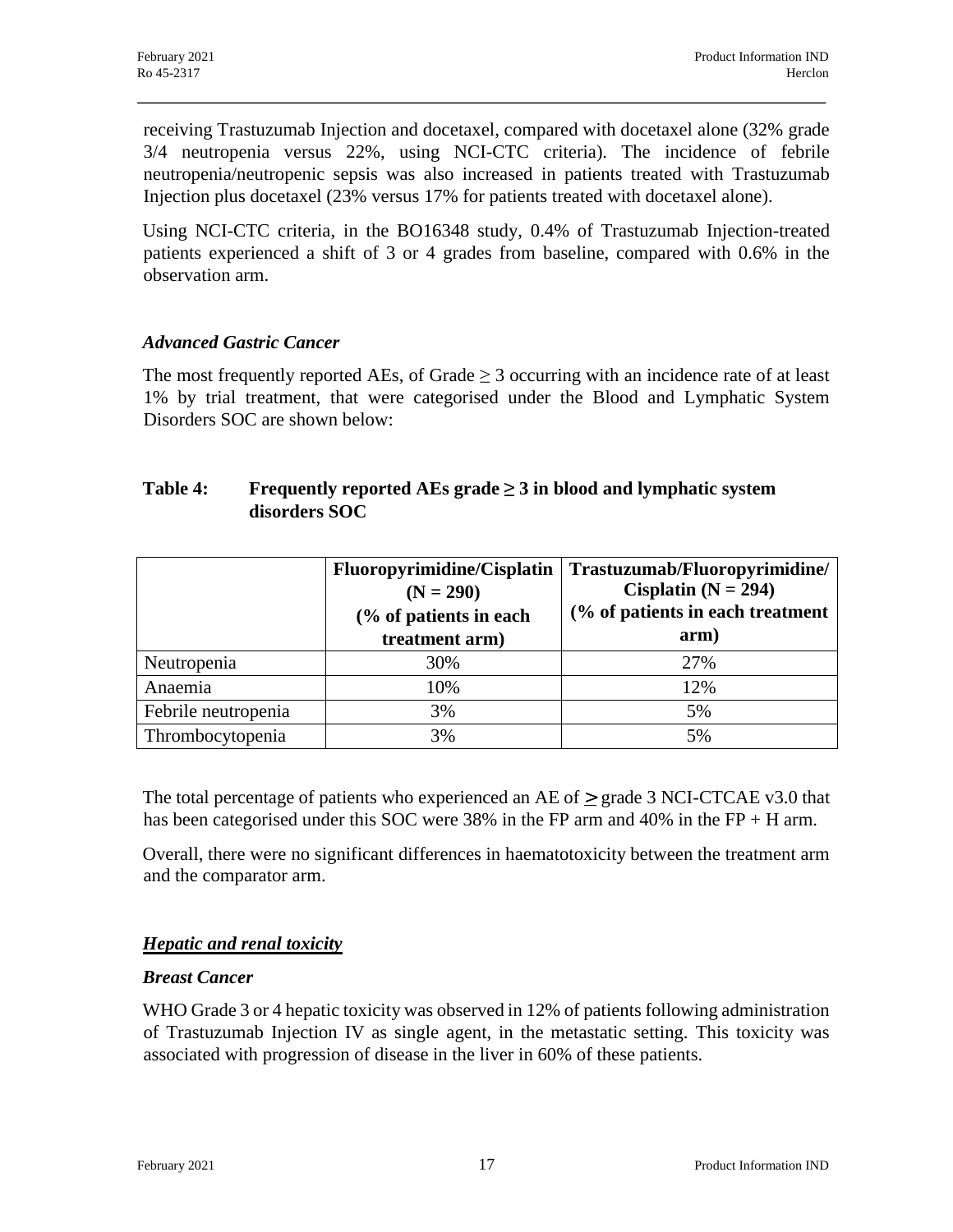receiving Trastuzumab Injection and docetaxel, compared with docetaxel alone (32% grade 3/4 neutropenia versus 22%, using NCI-CTC criteria). The incidence of febrile neutropenia/neutropenic sepsis was also increased in patients treated with Trastuzumab Injection plus docetaxel (23% versus 17% for patients treated with docetaxel alone).

Using NCI-CTC criteria, in the BO16348 study, 0.4% of Trastuzumab Injection-treated patients experienced a shift of 3 or 4 grades from baseline, compared with 0.6% in the observation arm.

### *Advanced Gastric Cancer*

The most frequently reported AEs, of Grade ≥ 3 occurring with an incidence rate of at least 1% by trial treatment, that were categorised under the Blood and Lymphatic System Disorders SOC are shown below:

**Table 4: Frequently reported AEs grade ≥ 3 in blood and lymphatic system disorders SOC**

| | **Fluoropyrimidine/Cisplatin (N = 290) (% of patients in each treatment arm)** | **Trastuzumab/Fluoropyrimidine/ Cisplatin (N = 294) (% of patients in each treatment arm)** |
|---|---|---|
| Neutropenia | 30% | 27% |
| Anaemia | 10% | 12% |
| Febrile neutropenia | 3% | 5% |
| Thrombocytopenia | 3% | 5% |

The total percentage of patients who experienced an AE of ≥ grade 3 NCI-CTCAE v3.0 that has been categorised under this SOC were 38% in the FP arm and 40% in the FP + H arm.

Overall, there were no significant differences in haematotoxicity between the treatment arm and the comparator arm.

## ***Hepatic and renal toxicity***

### *Breast Cancer*

WHO Grade 3 or 4 hepatic toxicity was observed in 12% of patients following administration of Trastuzumab Injection IV as single agent, in the metastatic setting. This toxicity was associated with progression of disease in the liver in 60% of these patients.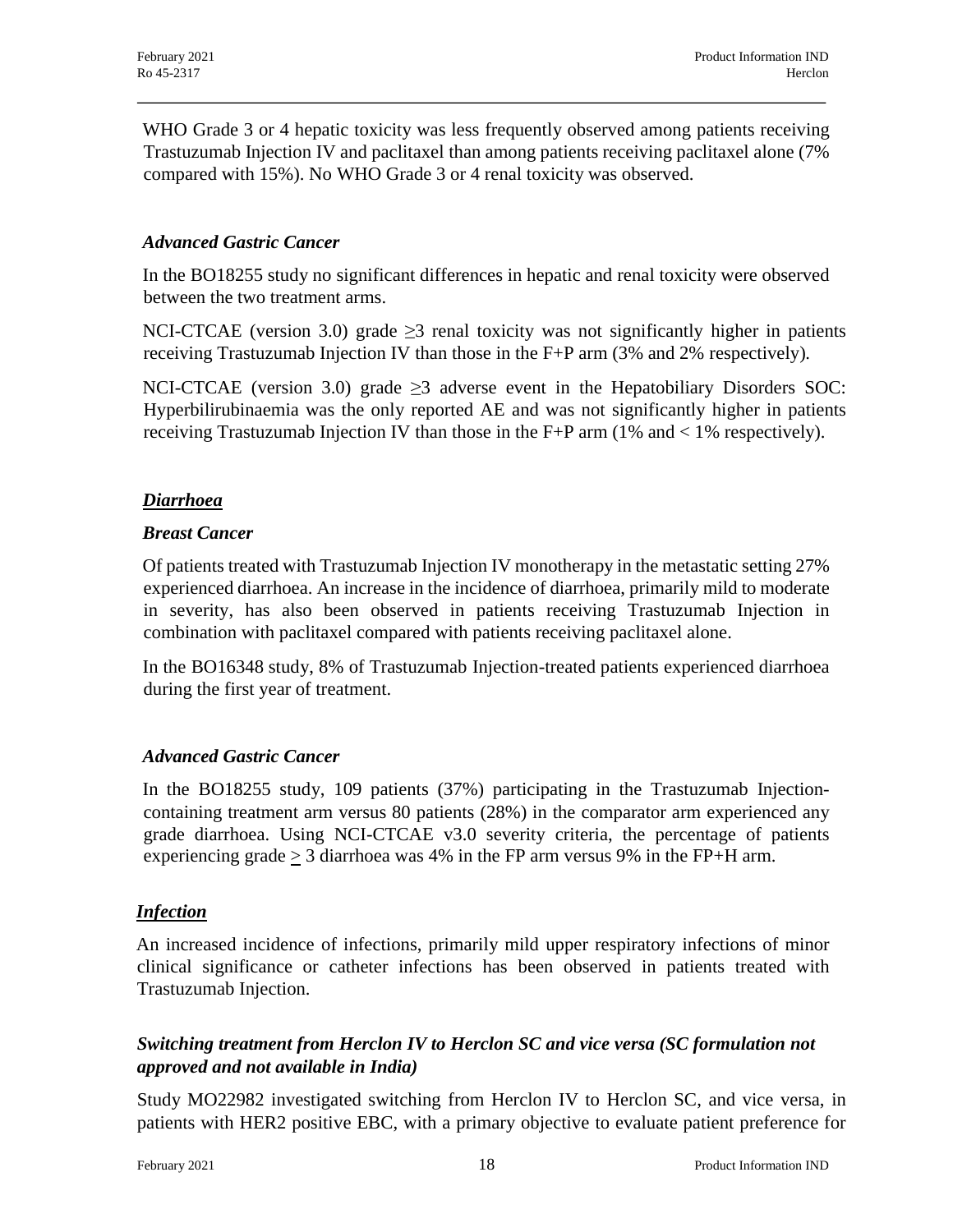WHO Grade 3 or 4 hepatic toxicity was less frequently observed among patients receiving Trastuzumab Injection IV and paclitaxel than among patients receiving paclitaxel alone (7% compared with 15%). No WHO Grade 3 or 4 renal toxicity was observed.

***Advanced Gastric Cancer***

In the BO18255 study no significant differences in hepatic and renal toxicity were observed between the two treatment arms.

NCI-CTCAE (version 3.0) grade ≥3 renal toxicity was not significantly higher in patients receiving Trastuzumab Injection IV than those in the F+P arm (3% and 2% respectively).

NCI-CTCAE (version 3.0) grade ≥3 adverse event in the Hepatobiliary Disorders SOC: Hyperbilirubinaemia was the only reported AE and was not significantly higher in patients receiving Trastuzumab Injection IV than those in the F+P arm (1% and < 1% respectively).

***Diarrhoea***

***Breast Cancer***

Of patients treated with Trastuzumab Injection IV monotherapy in the metastatic setting 27% experienced diarrhoea. An increase in the incidence of diarrhoea, primarily mild to moderate in severity, has also been observed in patients receiving Trastuzumab Injection in combination with paclitaxel compared with patients receiving paclitaxel alone.

In the BO16348 study, 8% of Trastuzumab Injection-treated patients experienced diarrhoea during the first year of treatment.

***Advanced Gastric Cancer***

In the BO18255 study, 109 patients (37%) participating in the Trastuzumab Injection-containing treatment arm versus 80 patients (28%) in the comparator arm experienced any grade diarrhoea. Using NCI-CTCAE v3.0 severity criteria, the percentage of patients experiencing grade ≥ 3 diarrhoea was 4% in the FP arm versus 9% in the FP+H arm.

***Infection***

An increased incidence of infections, primarily mild upper respiratory infections of minor clinical significance or catheter infections has been observed in patients treated with Trastuzumab Injection.

***Switching treatment from Herclon IV to Herclon SC and vice versa (SC formulation not approved and not available in India)***

Study MO22982 investigated switching from Herclon IV to Herclon SC, and vice versa, in patients with HER2 positive EBC, with a primary objective to evaluate patient preference for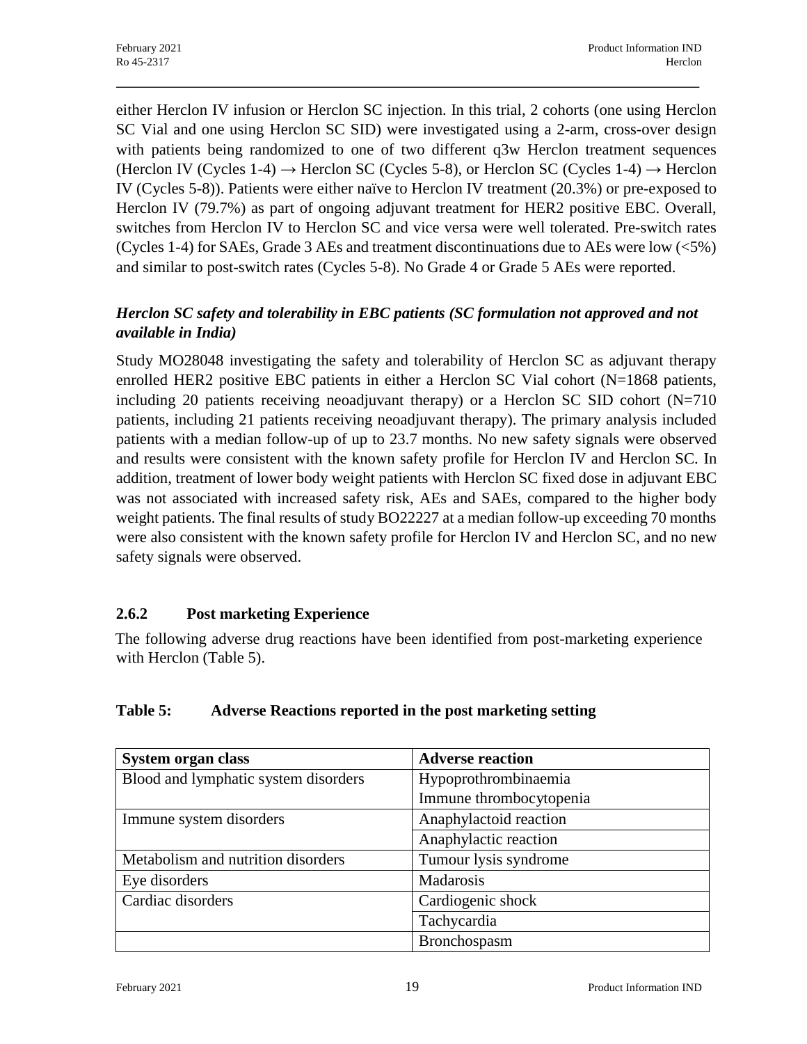either Herclon IV infusion or Herclon SC injection. In this trial, 2 cohorts (one using Herclon SC Vial and one using Herclon SC SID) were investigated using a 2-arm, cross-over design with patients being randomized to one of two different q3w Herclon treatment sequences (Herclon IV (Cycles 1-4) → Herclon SC (Cycles 5-8), or Herclon SC (Cycles 1-4) → Herclon IV (Cycles 5-8)). Patients were either naïve to Herclon IV treatment (20.3%) or pre-exposed to Herclon IV (79.7%) as part of ongoing adjuvant treatment for HER2 positive EBC. Overall, switches from Herclon IV to Herclon SC and vice versa were well tolerated. Pre-switch rates (Cycles 1-4) for SAEs, Grade 3 AEs and treatment discontinuations due to AEs were low (<5%) and similar to post-switch rates (Cycles 5-8). No Grade 4 or Grade 5 AEs were reported.

***Herclon SC safety and tolerability in EBC patients (SC formulation not approved and not available in India)***

Study MO28048 investigating the safety and tolerability of Herclon SC as adjuvant therapy enrolled HER2 positive EBC patients in either a Herclon SC Vial cohort (N=1868 patients, including 20 patients receiving neoadjuvant therapy) or a Herclon SC SID cohort (N=710 patients, including 21 patients receiving neoadjuvant therapy). The primary analysis included patients with a median follow-up of up to 23.7 months. No new safety signals were observed and results were consistent with the known safety profile for Herclon IV and Herclon SC. In addition, treatment of lower body weight patients with Herclon SC fixed dose in adjuvant EBC was not associated with increased safety risk, AEs and SAEs, compared to the higher body weight patients. The final results of study BO22227 at a median follow-up exceeding 70 months were also consistent with the known safety profile for Herclon IV and Herclon SC, and no new safety signals were observed.

### 2.6.2 Post marketing Experience

The following adverse drug reactions have been identified from post-marketing experience with Herclon (Table 5).

**Table 5: Adverse Reactions reported in the post marketing setting**

| System organ class | Adverse reaction |
|---|---|
| Blood and lymphatic system disorders | Hypoprothrombinaemia<br>Immune thrombocytopenia |
| Immune system disorders | Anaphylactoid reaction |
| | Anaphylactic reaction |
| Metabolism and nutrition disorders | Tumour lysis syndrome |
| Eye disorders | Madarosis |
| Cardiac disorders | Cardiogenic shock |
| | Tachycardia |
| | Bronchospasm |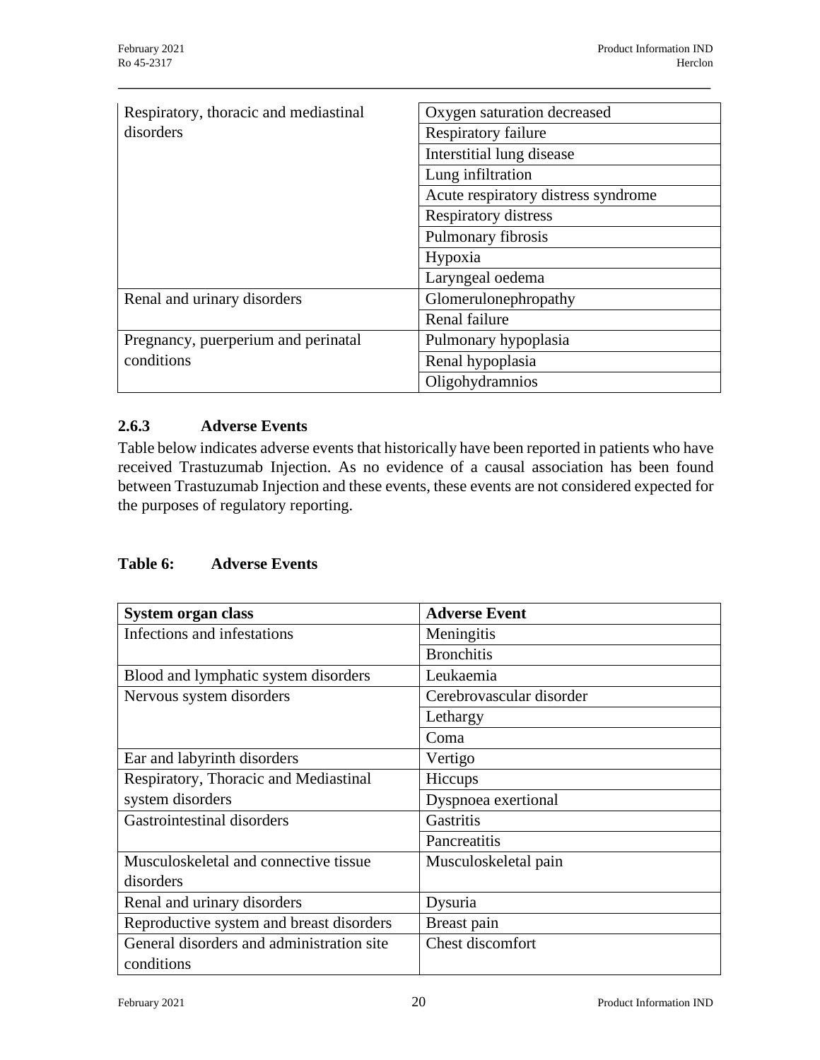| | |
|---|---|
| Respiratory, thoracic and mediastinal disorders | Oxygen saturation decreased |
| | Respiratory failure |
| | Interstitial lung disease |
| | Lung infiltration |
| | Acute respiratory distress syndrome |
| | Respiratory distress |
| | Pulmonary fibrosis |
| | Hypoxia |
| | Laryngeal oedema |
| Renal and urinary disorders | Glomerulonephropathy |
| | Renal failure |
| Pregnancy, puerperium and perinatal conditions | Pulmonary hypoplasia |
| | Renal hypoplasia |
| | Oligohydramnios |

### 2.6.3 Adverse Events

Table below indicates adverse events that historically have been reported in patients who have received Trastuzumab Injection. As no evidence of a causal association has been found between Trastuzumab Injection and these events, these events are not considered expected for the purposes of regulatory reporting.

**Table 6: Adverse Events**

| System organ class | Adverse Event |
|---|---|
| Infections and infestations | Meningitis |
| | Bronchitis |
| Blood and lymphatic system disorders | Leukaemia |
| Nervous system disorders | Cerebrovascular disorder |
| | Lethargy |
| | Coma |
| Ear and labyrinth disorders | Vertigo |
| Respiratory, Thoracic and Mediastinal system disorders | Hiccups |
| | Dyspnoea exertional |
| Gastrointestinal disorders | Gastritis |
| | Pancreatitis |
| Musculoskeletal and connective tissue disorders | Musculoskeletal pain |
| Renal and urinary disorders | Dysuria |
| Reproductive system and breast disorders | Breast pain |
| General disorders and administration site conditions | Chest discomfort |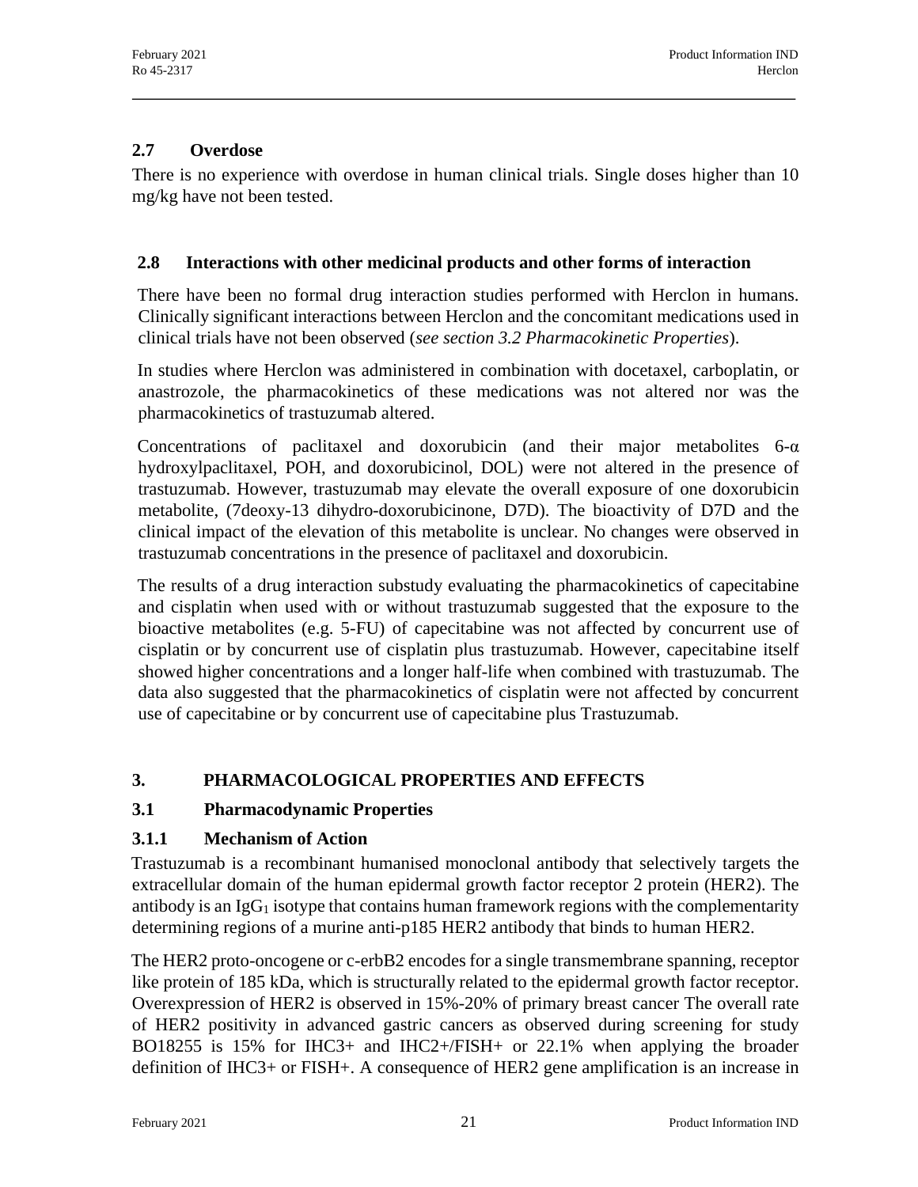## 2.7 Overdose

There is no experience with overdose in human clinical trials. Single doses higher than 10 mg/kg have not been tested.

## 2.8 Interactions with other medicinal products and other forms of interaction

There have been no formal drug interaction studies performed with Herclon in humans. Clinically significant interactions between Herclon and the concomitant medications used in clinical trials have not been observed (*see section 3.2 Pharmacokinetic Properties*).

In studies where Herclon was administered in combination with docetaxel, carboplatin, or anastrozole, the pharmacokinetics of these medications was not altered nor was the pharmacokinetics of trastuzumab altered.

Concentrations of paclitaxel and doxorubicin (and their major metabolites 6-α hydroxylpaclitaxel, POH, and doxorubicinol, DOL) were not altered in the presence of trastuzumab. However, trastuzumab may elevate the overall exposure of one doxorubicin metabolite, (7deoxy-13 dihydro-doxorubicinone, D7D). The bioactivity of D7D and the clinical impact of the elevation of this metabolite is unclear. No changes were observed in trastuzumab concentrations in the presence of paclitaxel and doxorubicin.

The results of a drug interaction substudy evaluating the pharmacokinetics of capecitabine and cisplatin when used with or without trastuzumab suggested that the exposure to the bioactive metabolites (e.g. 5-FU) of capecitabine was not affected by concurrent use of cisplatin or by concurrent use of cisplatin plus trastuzumab. However, capecitabine itself showed higher concentrations and a longer half-life when combined with trastuzumab. The data also suggested that the pharmacokinetics of cisplatin were not affected by concurrent use of capecitabine or by concurrent use of capecitabine plus Trastuzumab.

# 3. PHARMACOLOGICAL PROPERTIES AND EFFECTS

## 3.1 Pharmacodynamic Properties

### 3.1.1 Mechanism of Action

Trastuzumab is a recombinant humanised monoclonal antibody that selectively targets the extracellular domain of the human epidermal growth factor receptor 2 protein (HER2). The antibody is an $IgG_1$ isotype that contains human framework regions with the complementarity determining regions of a murine anti-p185 HER2 antibody that binds to human HER2.

The HER2 proto-oncogene or c-erbB2 encodes for a single transmembrane spanning, receptor like protein of 185 kDa, which is structurally related to the epidermal growth factor receptor. Overexpression of HER2 is observed in 15%-20% of primary breast cancer The overall rate of HER2 positivity in advanced gastric cancers as observed during screening for study BO18255 is 15% for IHC3+ and IHC2+/FISH+ or 22.1% when applying the broader definition of IHC3+ or FISH+. A consequence of HER2 gene amplification is an increase in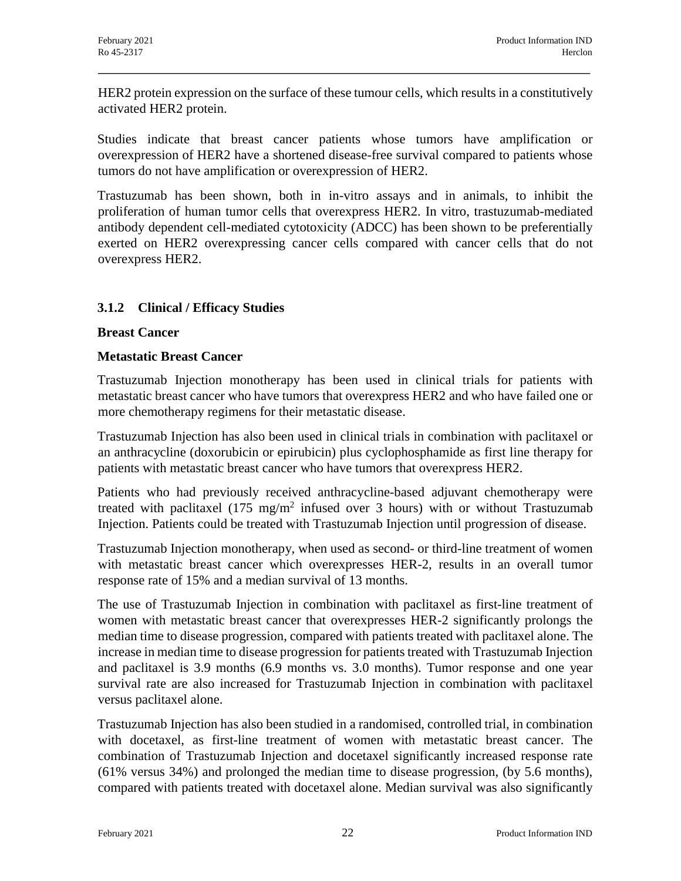HER2 protein expression on the surface of these tumour cells, which results in a constitutively activated HER2 protein.

Studies indicate that breast cancer patients whose tumors have amplification or overexpression of HER2 have a shortened disease-free survival compared to patients whose tumors do not have amplification or overexpression of HER2.

Trastuzumab has been shown, both in in-vitro assays and in animals, to inhibit the proliferation of human tumor cells that overexpress HER2. In vitro, trastuzumab-mediated antibody dependent cell-mediated cytotoxicity (ADCC) has been shown to be preferentially exerted on HER2 overexpressing cancer cells compared with cancer cells that do not overexpress HER2.

### 3.1.2 Clinical / Efficacy Studies

**Breast Cancer**

**Metastatic Breast Cancer**

Trastuzumab Injection monotherapy has been used in clinical trials for patients with metastatic breast cancer who have tumors that overexpress HER2 and who have failed one or more chemotherapy regimens for their metastatic disease.

Trastuzumab Injection has also been used in clinical trials in combination with paclitaxel or an anthracycline (doxorubicin or epirubicin) plus cyclophosphamide as first line therapy for patients with metastatic breast cancer who have tumors that overexpress HER2.

Patients who had previously received anthracycline-based adjuvant chemotherapy were treated with paclitaxel (175 mg/m$^2$ infused over 3 hours) with or without Trastuzumab Injection. Patients could be treated with Trastuzumab Injection until progression of disease.

Trastuzumab Injection monotherapy, when used as second- or third-line treatment of women with metastatic breast cancer which overexpresses HER-2, results in an overall tumor response rate of 15% and a median survival of 13 months.

The use of Trastuzumab Injection in combination with paclitaxel as first-line treatment of women with metastatic breast cancer that overexpresses HER-2 significantly prolongs the median time to disease progression, compared with patients treated with paclitaxel alone. The increase in median time to disease progression for patients treated with Trastuzumab Injection and paclitaxel is 3.9 months (6.9 months vs. 3.0 months). Tumor response and one year survival rate are also increased for Trastuzumab Injection in combination with paclitaxel versus paclitaxel alone.

Trastuzumab Injection has also been studied in a randomised, controlled trial, in combination with docetaxel, as first-line treatment of women with metastatic breast cancer. The combination of Trastuzumab Injection and docetaxel significantly increased response rate (61% versus 34%) and prolonged the median time to disease progression, (by 5.6 months), compared with patients treated with docetaxel alone. Median survival was also significantly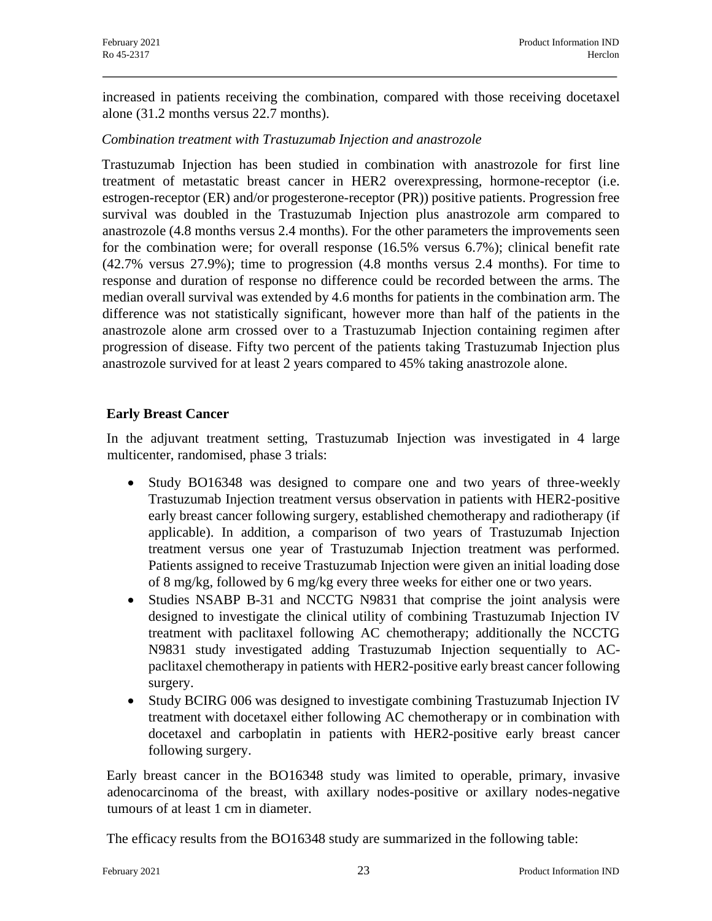increased in patients receiving the combination, compared with those receiving docetaxel alone (31.2 months versus 22.7 months).

*Combination treatment with Trastuzumab Injection and anastrozole*

Trastuzumab Injection has been studied in combination with anastrozole for first line treatment of metastatic breast cancer in HER2 overexpressing, hormone-receptor (i.e. estrogen-receptor (ER) and/or progesterone-receptor (PR)) positive patients. Progression free survival was doubled in the Trastuzumab Injection plus anastrozole arm compared to anastrozole (4.8 months versus 2.4 months). For the other parameters the improvements seen for the combination were; for overall response (16.5% versus 6.7%); clinical benefit rate (42.7% versus 27.9%); time to progression (4.8 months versus 2.4 months). For time to response and duration of response no difference could be recorded between the arms. The median overall survival was extended by 4.6 months for patients in the combination arm. The difference was not statistically significant, however more than half of the patients in the anastrozole alone arm crossed over to a Trastuzumab Injection containing regimen after progression of disease. Fifty two percent of the patients taking Trastuzumab Injection plus anastrozole survived for at least 2 years compared to 45% taking anastrozole alone.

**Early Breast Cancer**

In the adjuvant treatment setting, Trastuzumab Injection was investigated in 4 large multicenter, randomised, phase 3 trials:

- Study BO16348 was designed to compare one and two years of three-weekly Trastuzumab Injection treatment versus observation in patients with HER2-positive early breast cancer following surgery, established chemotherapy and radiotherapy (if applicable). In addition, a comparison of two years of Trastuzumab Injection treatment versus one year of Trastuzumab Injection treatment was performed. Patients assigned to receive Trastuzumab Injection were given an initial loading dose of 8 mg/kg, followed by 6 mg/kg every three weeks for either one or two years.
- Studies NSABP B-31 and NCCTG N9831 that comprise the joint analysis were designed to investigate the clinical utility of combining Trastuzumab Injection IV treatment with paclitaxel following AC chemotherapy; additionally the NCCTG N9831 study investigated adding Trastuzumab Injection sequentially to AC-paclitaxel chemotherapy in patients with HER2-positive early breast cancer following surgery.
- Study BCIRG 006 was designed to investigate combining Trastuzumab Injection IV treatment with docetaxel either following AC chemotherapy or in combination with docetaxel and carboplatin in patients with HER2-positive early breast cancer following surgery.

Early breast cancer in the BO16348 study was limited to operable, primary, invasive adenocarcinoma of the breast, with axillary nodes-positive or axillary nodes-negative tumours of at least 1 cm in diameter.

The efficacy results from the BO16348 study are summarized in the following table: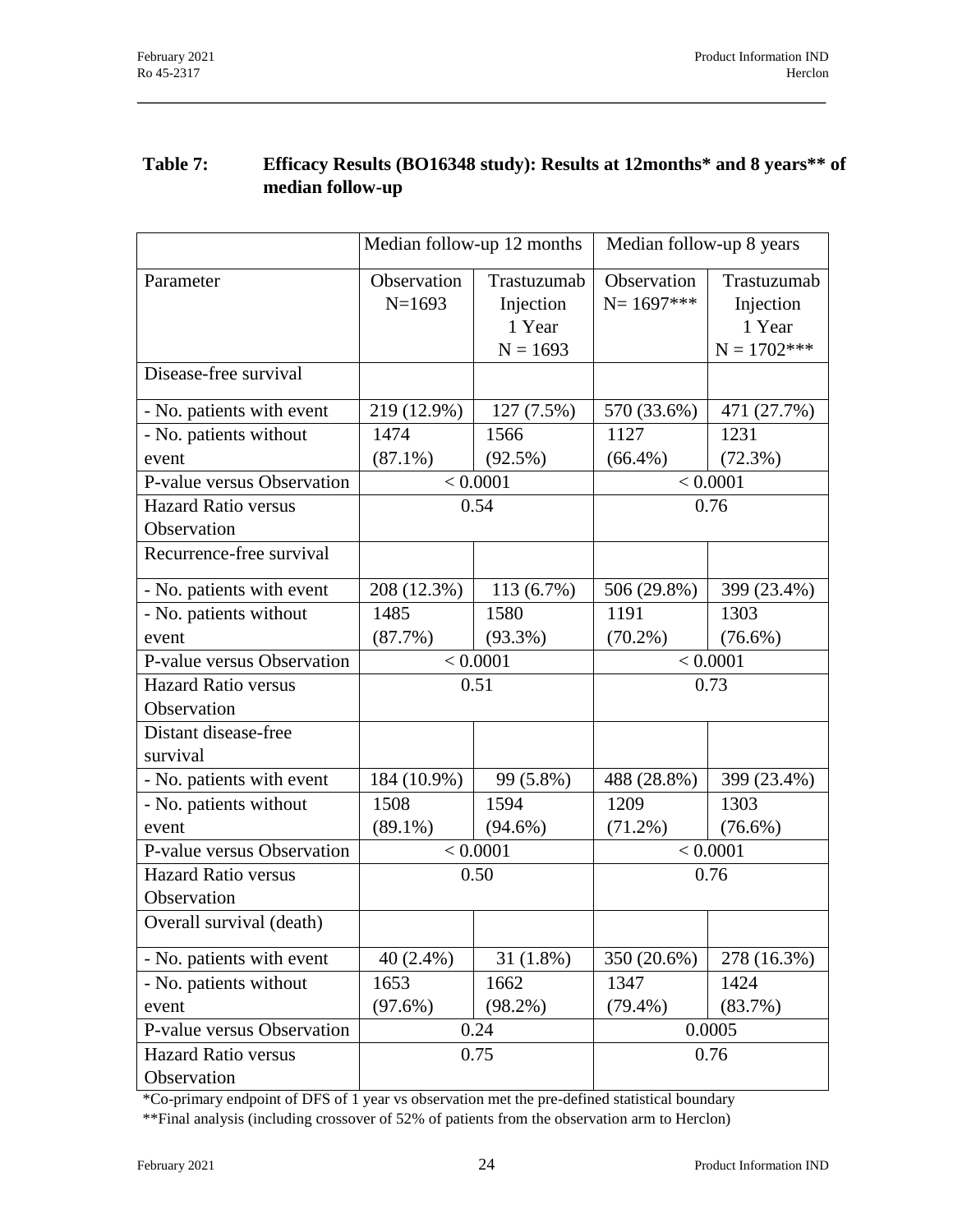**Table 7: Efficacy Results (BO16348 study): Results at 12months* and 8 years** of median follow-up**

| | Median follow-up 12 months | | Median follow-up 8 years | |
|---|---|---|---|---|
| Parameter | Observation N=1693 | Trastuzumab Injection 1 Year N = 1693 | Observation N= 1697*** | Trastuzumab Injection 1 Year N = 1702*** |
| Disease-free survival | | | | |
| - No. patients with event | 219 (12.9%) | 127 (7.5%) | 570 (33.6%) | 471 (27.7%) |
| - No. patients without event | 1474 (87.1%) | 1566 (92.5%) | 1127 (66.4%) | 1231 (72.3%) |
| P-value versus Observation | < 0.0001 | | < 0.0001 | |
| Hazard Ratio versus Observation | 0.54 | | 0.76 | |
| Recurrence-free survival | | | | |
| - No. patients with event | 208 (12.3%) | 113 (6.7%) | 506 (29.8%) | 399 (23.4%) |
| - No. patients without event | 1485 (87.7%) | 1580 (93.3%) | 1191 (70.2%) | 1303 (76.6%) |
| P-value versus Observation | < 0.0001 | | < 0.0001 | |
| Hazard Ratio versus Observation | 0.51 | | 0.73 | |
| Distant disease-free survival | | | | |
| - No. patients with event | 184 (10.9%) | 99 (5.8%) | 488 (28.8%) | 399 (23.4%) |
| - No. patients without event | 1508 (89.1%) | 1594 (94.6%) | 1209 (71.2%) | 1303 (76.6%) |
| P-value versus Observation | < 0.0001 | | < 0.0001 | |
| Hazard Ratio versus Observation | 0.50 | | 0.76 | |
| Overall survival (death) | | | | |
| - No. patients with event | 40 (2.4%) | 31 (1.8%) | 350 (20.6%) | 278 (16.3%) |
| - No. patients without event | 1653 (97.6%) | 1662 (98.2%) | 1347 (79.4%) | 1424 (83.7%) |
| P-value versus Observation | 0.24 | | 0.0005 | |
| Hazard Ratio versus Observation | 0.75 | | 0.76 | |

*Co-primary endpoint of DFS of 1 year vs observation met the pre-defined statistical boundary

**Final analysis (including crossover of 52% of patients from the observation arm to Herclon)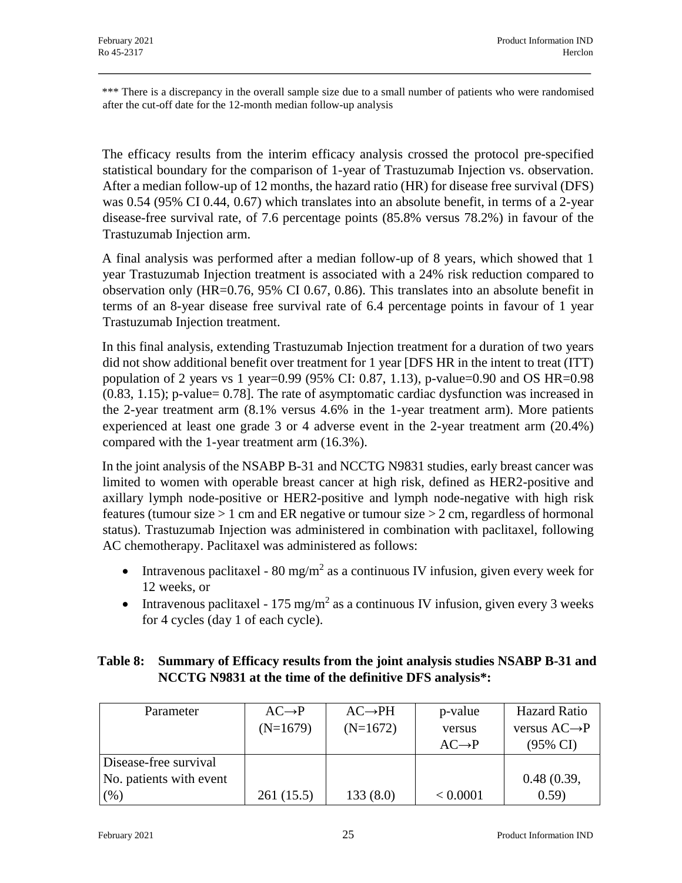*** There is a discrepancy in the overall sample size due to a small number of patients who were randomised after the cut-off date for the 12-month median follow-up analysis

The efficacy results from the interim efficacy analysis crossed the protocol pre-specified statistical boundary for the comparison of 1-year of Trastuzumab Injection vs. observation. After a median follow-up of 12 months, the hazard ratio (HR) for disease free survival (DFS) was 0.54 (95% CI 0.44, 0.67) which translates into an absolute benefit, in terms of a 2-year disease-free survival rate, of 7.6 percentage points (85.8% versus 78.2%) in favour of the Trastuzumab Injection arm.

A final analysis was performed after a median follow-up of 8 years, which showed that 1 year Trastuzumab Injection treatment is associated with a 24% risk reduction compared to observation only (HR=0.76, 95% CI 0.67, 0.86). This translates into an absolute benefit in terms of an 8-year disease free survival rate of 6.4 percentage points in favour of 1 year Trastuzumab Injection treatment.

In this final analysis, extending Trastuzumab Injection treatment for a duration of two years did not show additional benefit over treatment for 1 year [DFS HR in the intent to treat (ITT) population of 2 years vs 1 year=0.99 (95% CI: 0.87, 1.13), p-value=0.90 and OS HR=0.98 (0.83, 1.15); p-value= 0.78]. The rate of asymptomatic cardiac dysfunction was increased in the 2-year treatment arm (8.1% versus 4.6% in the 1-year treatment arm). More patients experienced at least one grade 3 or 4 adverse event in the 2-year treatment arm (20.4%) compared with the 1-year treatment arm (16.3%).

In the joint analysis of the NSABP B-31 and NCCTG N9831 studies, early breast cancer was limited to women with operable breast cancer at high risk, defined as HER2-positive and axillary lymph node-positive or HER2-positive and lymph node-negative with high risk features (tumour size > 1 cm and ER negative or tumour size > 2 cm, regardless of hormonal status). Trastuzumab Injection was administered in combination with paclitaxel, following AC chemotherapy. Paclitaxel was administered as follows:

- Intravenous paclitaxel - 80 mg/m$^2$ as a continuous IV infusion, given every week for 12 weeks, or
- Intravenous paclitaxel - 175 mg/m$^2$ as a continuous IV infusion, given every 3 weeks for 4 cycles (day 1 of each cycle).

**Table 8: Summary of Efficacy results from the joint analysis studies NSABP B-31 and NCCTG N9831 at the time of the definitive DFS analysis*:**

| Parameter | AC→P (N=1679) | AC→PH (N=1672) | p-value versus AC→P | Hazard Ratio versus AC→P (95% CI) |
|---|---|---|---|---|
| Disease-free survival No. patients with event (%) | 261 (15.5) | 133 (8.0) | < 0.0001 | 0.48 (0.39, 0.59) |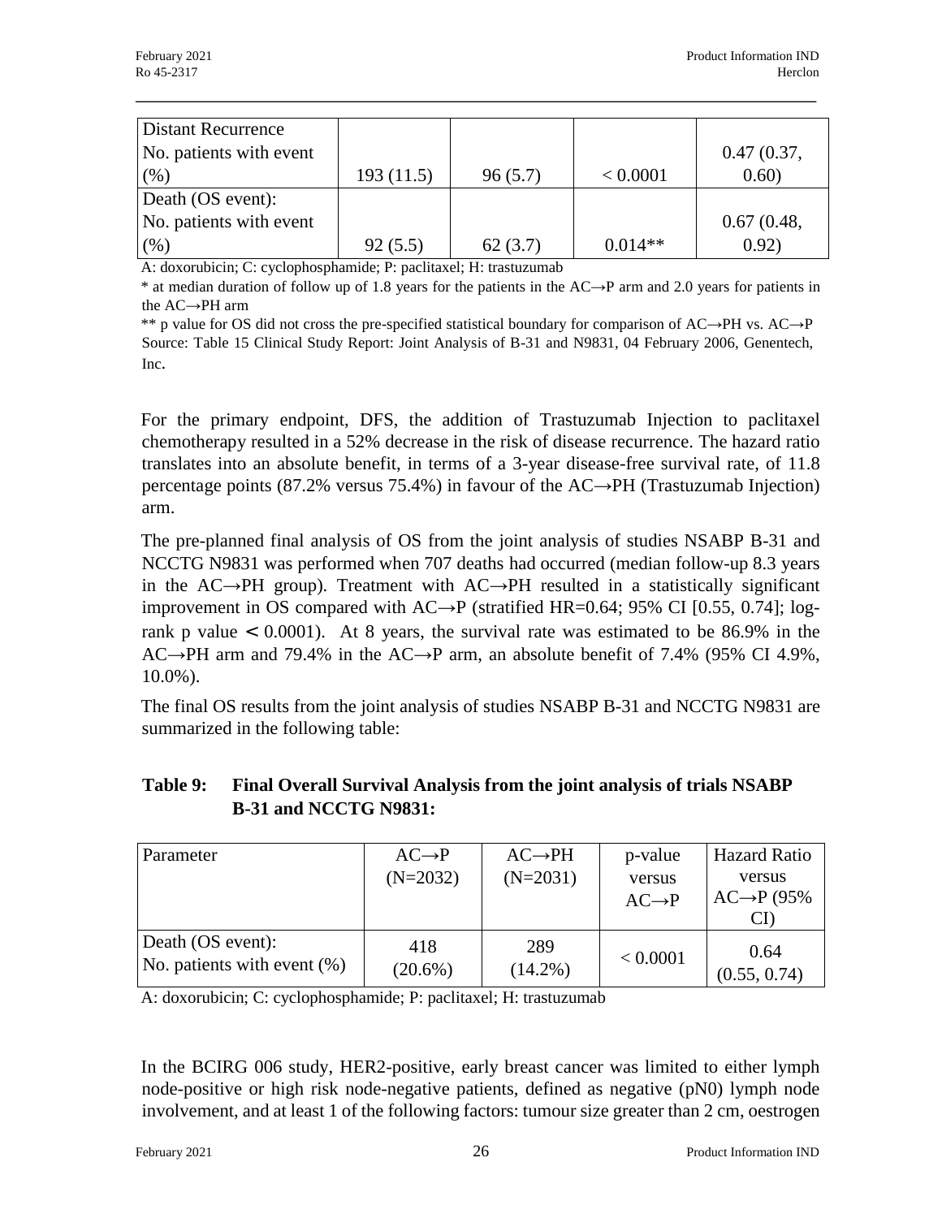| | | | | |
|---|---|---|---|---|
| Distant Recurrence<br>No. patients with event (%) | 193 (11.5) | 96 (5.7) | < 0.0001 | 0.47 (0.37, 0.60) |
| Death (OS event):<br>No. patients with event (%) | 92 (5.5) | 62 (3.7) | 0.014** | 0.67 (0.48, 0.92) |

A: doxorubicin; C: cyclophosphamide; P: paclitaxel; H: trastuzumab

\* at median duration of follow up of 1.8 years for the patients in the AC→P arm and 2.0 years for patients in the AC→PH arm

\*\* p value for OS did not cross the pre-specified statistical boundary for comparison of AC→PH vs. AC→P

Source: Table 15 Clinical Study Report: Joint Analysis of B-31 and N9831, 04 February 2006, Genentech, Inc.

For the primary endpoint, DFS, the addition of Trastuzumab Injection to paclitaxel chemotherapy resulted in a 52% decrease in the risk of disease recurrence. The hazard ratio translates into an absolute benefit, in terms of a 3-year disease-free survival rate, of 11.8 percentage points (87.2% versus 75.4%) in favour of the AC→PH (Trastuzumab Injection) arm.

The pre-planned final analysis of OS from the joint analysis of studies NSABP B-31 and NCCTG N9831 was performed when 707 deaths had occurred (median follow-up 8.3 years in the AC→PH group). Treatment with AC→PH resulted in a statistically significant improvement in OS compared with AC→P (stratified HR=0.64; 95% CI [0.55, 0.74]; log-rank p value < 0.0001). At 8 years, the survival rate was estimated to be 86.9% in the AC→PH arm and 79.4% in the AC→P arm, an absolute benefit of 7.4% (95% CI 4.9%, 10.0%).

The final OS results from the joint analysis of studies NSABP B-31 and NCCTG N9831 are summarized in the following table:

**Table 9: Final Overall Survival Analysis from the joint analysis of trials NSABP B-31 and NCCTG N9831:**

| Parameter | AC→P (N=2032) | AC→PH (N=2031) | p-value versus AC→P | Hazard Ratio versus AC→P (95% CI) |
|---|---|---|---|---|
| Death (OS event):<br>No. patients with event (%) | 418 (20.6%) | 289 (14.2%) | < 0.0001 | 0.64 (0.55, 0.74) |

A: doxorubicin; C: cyclophosphamide; P: paclitaxel; H: trastuzumab

In the BCIRG 006 study, HER2-positive, early breast cancer was limited to either lymph node-positive or high risk node-negative patients, defined as negative (pN0) lymph node involvement, and at least 1 of the following factors: tumour size greater than 2 cm, oestrogen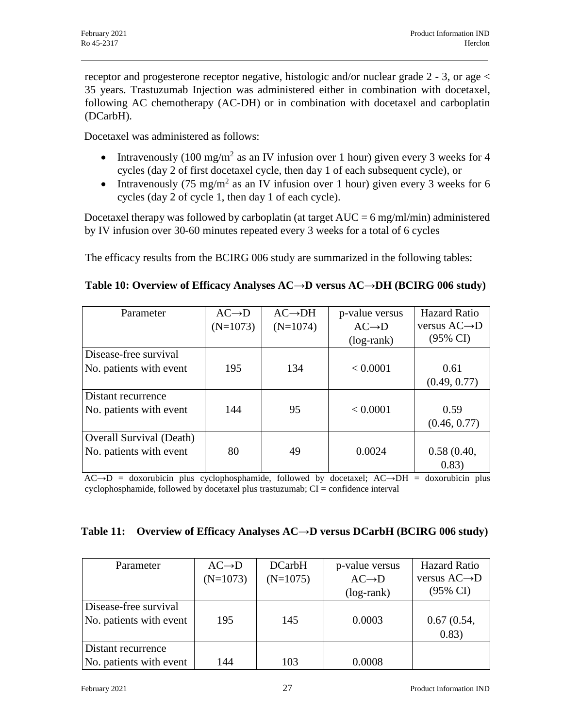receptor and progesterone receptor negative, histologic and/or nuclear grade 2 - 3, or age < 35 years. Trastuzumab Injection was administered either in combination with docetaxel, following AC chemotherapy (AC-DH) or in combination with docetaxel and carboplatin (DCarbH).

Docetaxel was administered as follows:

- Intravenously (100 mg/m$^2$ as an IV infusion over 1 hour) given every 3 weeks for 4 cycles (day 2 of first docetaxel cycle, then day 1 of each subsequent cycle), or
- Intravenously (75 mg/m$^2$ as an IV infusion over 1 hour) given every 3 weeks for 6 cycles (day 2 of cycle 1, then day 1 of each cycle).

Docetaxel therapy was followed by carboplatin (at target AUC = 6 mg/ml/min) administered by IV infusion over 30-60 minutes repeated every 3 weeks for a total of 6 cycles

The efficacy results from the BCIRG 006 study are summarized in the following tables:

**Table 10: Overview of Efficacy Analyses AC→D versus AC→DH (BCIRG 006 study)**

| Parameter | AC→D (N=1073) | AC→DH (N=1074) | p-value versus AC→D (log-rank) | Hazard Ratio versus AC→D (95% CI) |
|---|---|---|---|---|
| Disease-free survival<br>No. patients with event | 195 | 134 | < 0.0001 | 0.61 (0.49, 0.77) |
| Distant recurrence<br>No. patients with event | 144 | 95 | < 0.0001 | 0.59 (0.46, 0.77) |
| Overall Survival (Death)<br>No. patients with event | 80 | 49 | 0.0024 | 0.58 (0.40, 0.83) |

AC→D = doxorubicin plus cyclophosphamide, followed by docetaxel; AC→DH = doxorubicin plus cyclophosphamide, followed by docetaxel plus trastuzumab; CI = confidence interval

**Table 11: Overview of Efficacy Analyses AC→D versus DCarbH (BCIRG 006 study)**

| Parameter | AC→D (N=1073) | DCarbH (N=1075) | p-value versus AC→D (log-rank) | Hazard Ratio versus AC→D (95% CI) |
|---|---|---|---|---|
| Disease-free survival<br>No. patients with event | 195 | 145 | 0.0003 | 0.67 (0.54, 0.83) |
| Distant recurrence<br>No. patients with event | 144 | 103 | 0.0008 | |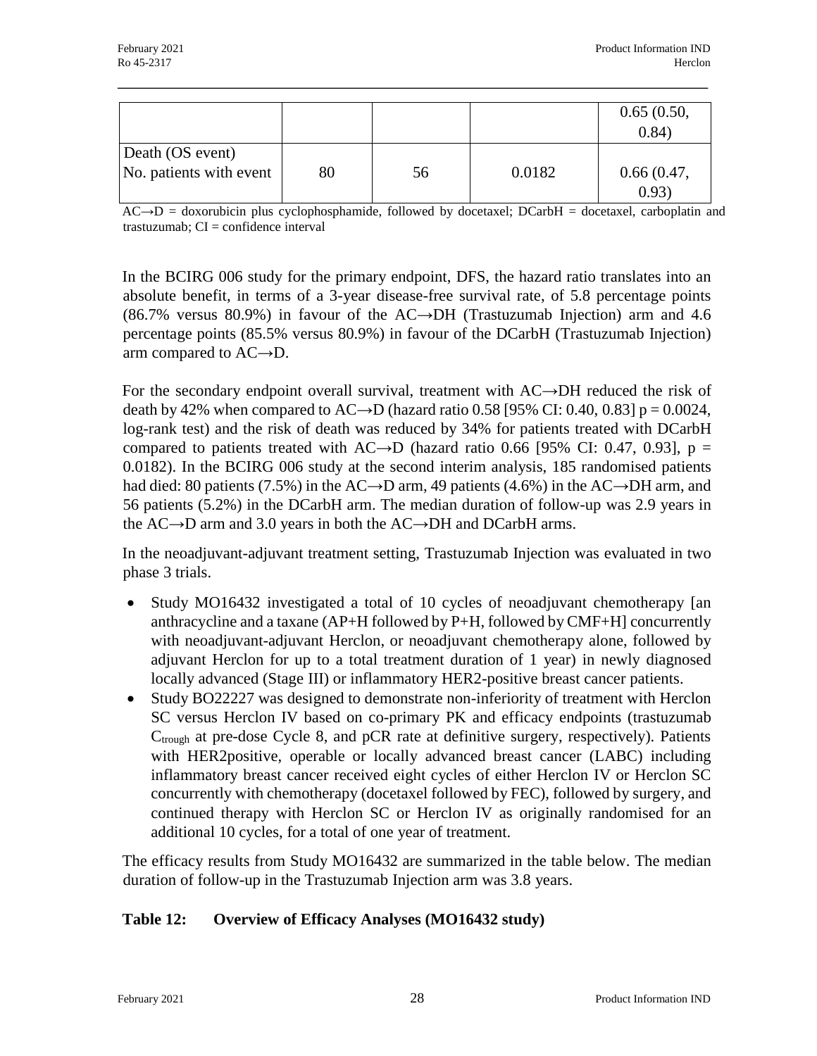| | | | | |
|---|---|---|---|---|
| | | | | 0.65 (0.50, 0.84) |
| Death (OS event) No. patients with event | 80 | 56 | 0.0182 | 0.66 (0.47, 0.93) |

AC→D = doxorubicin plus cyclophosphamide, followed by docetaxel; DCarbH = docetaxel, carboplatin and trastuzumab; CI = confidence interval

In the BCIRG 006 study for the primary endpoint, DFS, the hazard ratio translates into an absolute benefit, in terms of a 3-year disease-free survival rate, of 5.8 percentage points (86.7% versus 80.9%) in favour of the AC→DH (Trastuzumab Injection) arm and 4.6 percentage points (85.5% versus 80.9%) in favour of the DCarbH (Trastuzumab Injection) arm compared to AC→D.

For the secondary endpoint overall survival, treatment with AC→DH reduced the risk of death by 42% when compared to AC→D (hazard ratio 0.58 [95% CI: 0.40, 0.83] p = 0.0024, log-rank test) and the risk of death was reduced by 34% for patients treated with DCarbH compared to patients treated with AC→D (hazard ratio 0.66 [95% CI: 0.47, 0.93], p = 0.0182). In the BCIRG 006 study at the second interim analysis, 185 randomised patients had died: 80 patients (7.5%) in the AC→D arm, 49 patients (4.6%) in the AC→DH arm, and 56 patients (5.2%) in the DCarbH arm. The median duration of follow-up was 2.9 years in the AC→D arm and 3.0 years in both the AC→DH and DCarbH arms.

In the neoadjuvant-adjuvant treatment setting, Trastuzumab Injection was evaluated in two phase 3 trials.

- Study MO16432 investigated a total of 10 cycles of neoadjuvant chemotherapy [an anthracycline and a taxane (AP+H followed by P+H, followed by CMF+H] concurrently with neoadjuvant-adjuvant Herclon, or neoadjuvant chemotherapy alone, followed by adjuvant Herclon for up to a total treatment duration of 1 year) in newly diagnosed locally advanced (Stage III) or inflammatory HER2-positive breast cancer patients.
- Study BO22227 was designed to demonstrate non-inferiority of treatment with Herclon SC versus Herclon IV based on co-primary PK and efficacy endpoints (trastuzumab $C_{trough}$ at pre-dose Cycle 8, and pCR rate at definitive surgery, respectively). Patients with HER2positive, operable or locally advanced breast cancer (LABC) including inflammatory breast cancer received eight cycles of either Herclon IV or Herclon SC concurrently with chemotherapy (docetaxel followed by FEC), followed by surgery, and continued therapy with Herclon SC or Herclon IV as originally randomised for an additional 10 cycles, for a total of one year of treatment.

The efficacy results from Study MO16432 are summarized in the table below. The median duration of follow-up in the Trastuzumab Injection arm was 3.8 years.

**Table 12: Overview of Efficacy Analyses (MO16432 study)**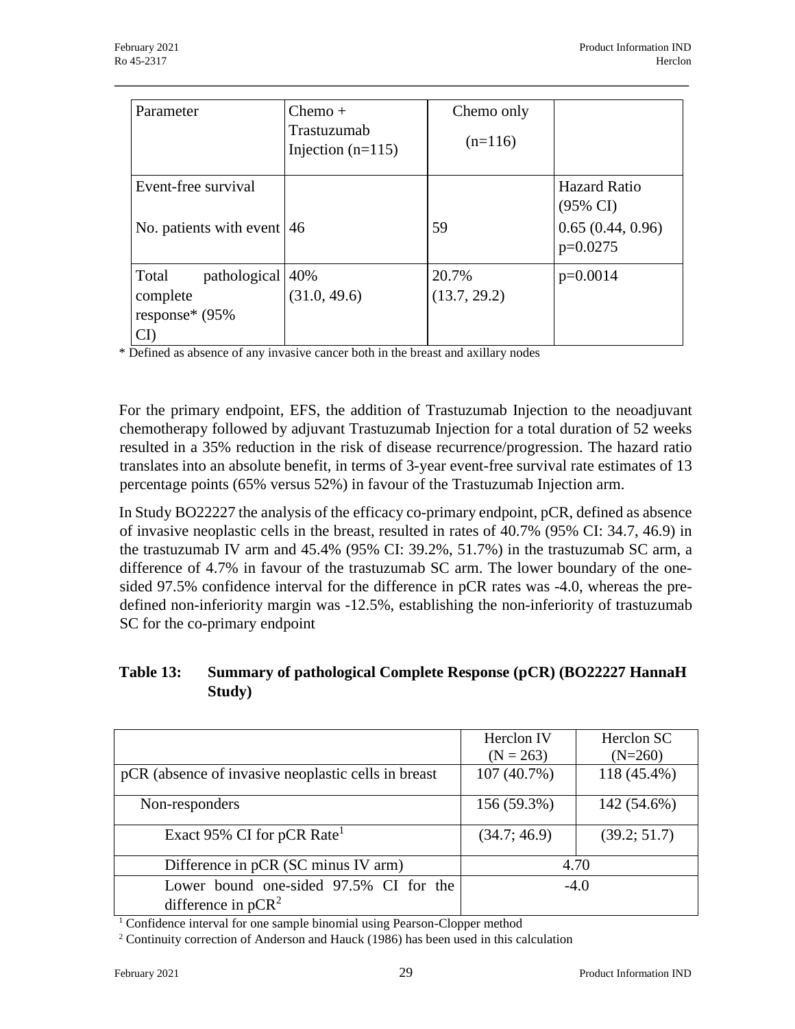| Parameter | Chemo + Trastuzumab Injection (n=115) | Chemo only (n=116) | |
|---|---|---|---|
| Event-free survival | | | Hazard Ratio (95% CI) |
| No. patients with event | 46 | 59 | 0.65 (0.44, 0.96) p=0.0275 |
| Total pathological complete response* (95% CI) | 40% (31.0, 49.6) | 20.7% (13.7, 29.2) | p=0.0014 |

* Defined as absence of any invasive cancer both in the breast and axillary nodes

For the primary endpoint, EFS, the addition of Trastuzumab Injection to the neoadjuvant chemotherapy followed by adjuvant Trastuzumab Injection for a total duration of 52 weeks resulted in a 35% reduction in the risk of disease recurrence/progression. The hazard ratio translates into an absolute benefit, in terms of 3-year event-free survival rate estimates of 13 percentage points (65% versus 52%) in favour of the Trastuzumab Injection arm.

In Study BO22227 the analysis of the efficacy co-primary endpoint, pCR, defined as absence of invasive neoplastic cells in the breast, resulted in rates of 40.7% (95% CI: 34.7, 46.9) in the trastuzumab IV arm and 45.4% (95% CI: 39.2%, 51.7%) in the trastuzumab SC arm, a difference of 4.7% in favour of the trastuzumab SC arm. The lower boundary of the one-sided 97.5% confidence interval for the difference in pCR rates was -4.0, whereas the pre-defined non-inferiority margin was -12.5%, establishing the non-inferiority of trastuzumab SC for the co-primary endpoint

**Table 13: Summary of pathological Complete Response (pCR) (BO22227 HannaH Study)**

| | Herclon IV (N = 263) | Herclon SC (N=260) |
|---|---|---|
| pCR (absence of invasive neoplastic cells in breast | 107 (40.7%) | 118 (45.4%) |
| Non-responders | 156 (59.3%) | 142 (54.6%) |
| Exact 95% CI for pCR Rate[1] | (34.7; 46.9) | (39.2; 51.7) |
| Difference in pCR (SC minus IV arm) | 4.70 | |
| Lower bound one-sided 97.5% CI for the difference in pCR[2] | -4.0 | |

[1] Confidence interval for one sample binomial using Pearson-Clopper method

[2] Continuity correction of Anderson and Hauck (1986) has been used in this calculation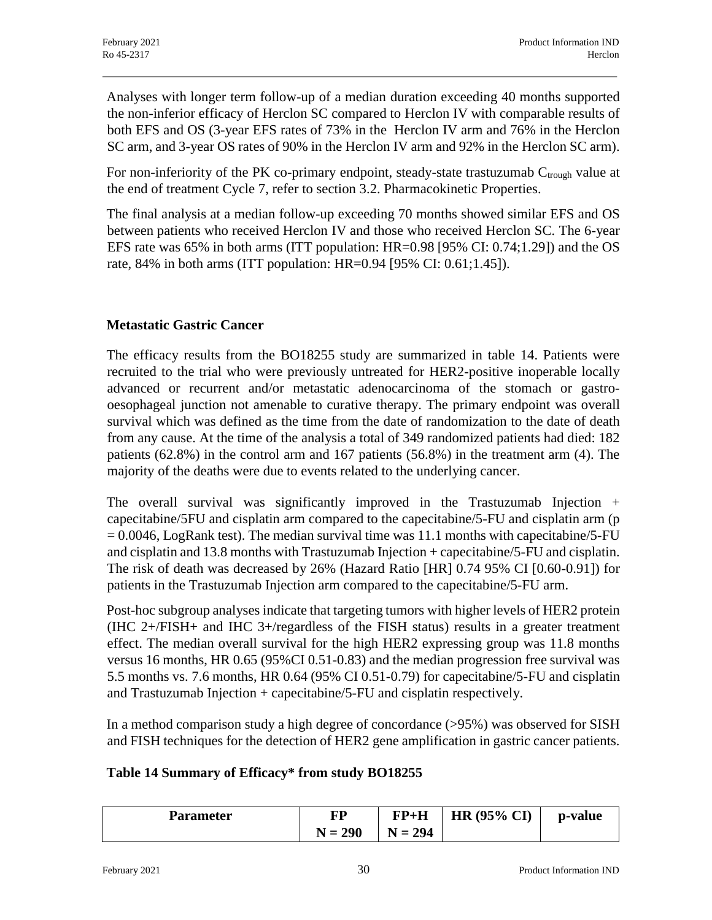Analyses with longer term follow-up of a median duration exceeding 40 months supported the non-inferior efficacy of Herclon SC compared to Herclon IV with comparable results of both EFS and OS (3-year EFS rates of 73% in the Herclon IV arm and 76% in the Herclon SC arm, and 3-year OS rates of 90% in the Herclon IV arm and 92% in the Herclon SC arm).

For non-inferiority of the PK co-primary endpoint, steady-state trastuzumab $C_{trough}$ value at the end of treatment Cycle 7, refer to section 3.2. Pharmacokinetic Properties.

The final analysis at a median follow-up exceeding 70 months showed similar EFS and OS between patients who received Herclon IV and those who received Herclon SC. The 6-year EFS rate was 65% in both arms (ITT population: HR=0.98 [95% CI: 0.74;1.29]) and the OS rate, 84% in both arms (ITT population: HR=0.94 [95% CI: 0.61;1.45]).

**Metastatic Gastric Cancer**

The efficacy results from the BO18255 study are summarized in table 14. Patients were recruited to the trial who were previously untreated for HER2-positive inoperable locally advanced or recurrent and/or metastatic adenocarcinoma of the stomach or gastro-oesophageal junction not amenable to curative therapy. The primary endpoint was overall survival which was defined as the time from the date of randomization to the date of death from any cause. At the time of the analysis a total of 349 randomized patients had died: 182 patients (62.8%) in the control arm and 167 patients (56.8%) in the treatment arm (4). The majority of the deaths were due to events related to the underlying cancer.

The overall survival was significantly improved in the Trastuzumab Injection + capecitabine/5FU and cisplatin arm compared to the capecitabine/5-FU and cisplatin arm (p = 0.0046, LogRank test). The median survival time was 11.1 months with capecitabine/5-FU and cisplatin and 13.8 months with Trastuzumab Injection + capecitabine/5-FU and cisplatin. The risk of death was decreased by 26% (Hazard Ratio [HR] 0.74 95% CI [0.60-0.91]) for patients in the Trastuzumab Injection arm compared to the capecitabine/5-FU arm.

Post-hoc subgroup analyses indicate that targeting tumors with higher levels of HER2 protein (IHC 2+/FISH+ and IHC 3+/regardless of the FISH status) results in a greater treatment effect. The median overall survival for the high HER2 expressing group was 11.8 months versus 16 months, HR 0.65 (95%CI 0.51-0.83) and the median progression free survival was 5.5 months vs. 7.6 months, HR 0.64 (95% CI 0.51-0.79) for capecitabine/5-FU and cisplatin and Trastuzumab Injection + capecitabine/5-FU and cisplatin respectively.

In a method comparison study a high degree of concordance (>95%) was observed for SISH and FISH techniques for the detection of HER2 gene amplification in gastric cancer patients.

**Table 14 Summary of Efficacy* from study BO18255**

| Parameter | FP N = 290 | FP+H N = 294 | HR (95% CI) | p-value |
|---|---|---|---|---|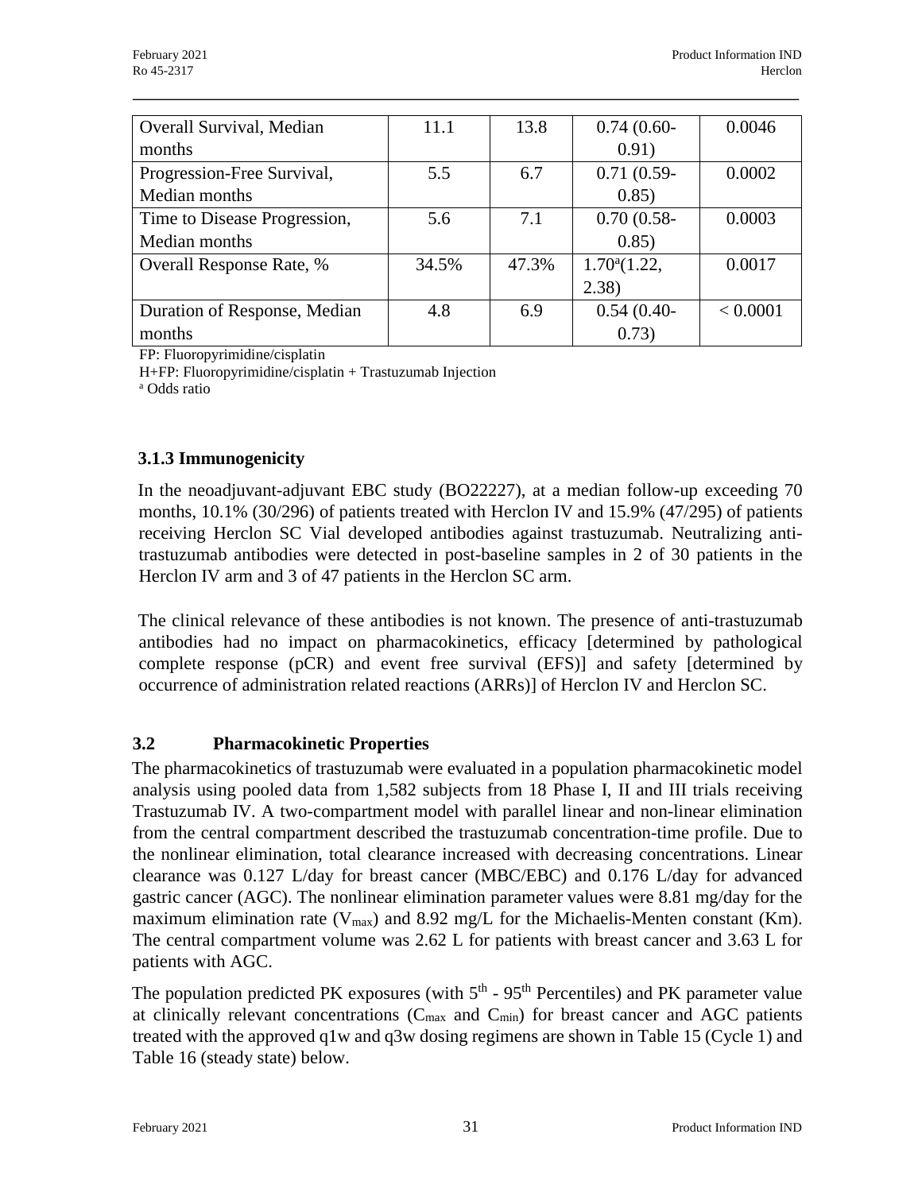| | | | | |
|---|---|---|---|---|
| Overall Survival, Median months | 11.1 | 13.8 | 0.74 (0.60-0.91) | 0.0046 |
| Progression-Free Survival, Median months | 5.5 | 6.7 | 0.71 (0.59-0.85) | 0.0002 |
| Time to Disease Progression, Median months | 5.6 | 7.1 | 0.70 (0.58-0.85) | 0.0003 |
| Overall Response Rate, % | 34.5% | 47.3% | 1.70[a](1.22, 2.38) | 0.0017 |
| Duration of Response, Median months | 4.8 | 6.9 | 0.54 (0.40-0.73) | < 0.0001 |

FP: Fluoropyrimidine/cisplatin
H+FP: Fluoropyrimidine/cisplatin + Trastuzumab Injection
[a] Odds ratio

### 3.1.3 Immunogenicity

In the neoadjuvant-adjuvant EBC study (BO22227), at a median follow-up exceeding 70 months, 10.1% (30/296) of patients treated with Herclon IV and 15.9% (47/295) of patients receiving Herclon SC Vial developed antibodies against trastuzumab. Neutralizing anti-trastuzumab antibodies were detected in post-baseline samples in 2 of 30 patients in the Herclon IV arm and 3 of 47 patients in the Herclon SC arm.

The clinical relevance of these antibodies is not known. The presence of anti-trastuzumab antibodies had no impact on pharmacokinetics, efficacy [determined by pathological complete response (pCR) and event free survival (EFS)] and safety [determined by occurrence of administration related reactions (ARRs)] of Herclon IV and Herclon SC.

## 3.2 Pharmacokinetic Properties

The pharmacokinetics of trastuzumab were evaluated in a population pharmacokinetic model analysis using pooled data from 1,582 subjects from 18 Phase I, II and III trials receiving Trastuzumab IV. A two-compartment model with parallel linear and non-linear elimination from the central compartment described the trastuzumab concentration-time profile. Due to the nonlinear elimination, total clearance increased with decreasing concentrations. Linear clearance was 0.127 L/day for breast cancer (MBC/EBC) and 0.176 L/day for advanced gastric cancer (AGC). The nonlinear elimination parameter values were 8.81 mg/day for the maximum elimination rate ($V_{max}$) and 8.92 mg/L for the Michaelis-Menten constant (Km). The central compartment volume was 2.62 L for patients with breast cancer and 3.63 L for patients with AGC.

The population predicted PK exposures (with $5^{th}$ - $95^{th}$ Percentiles) and PK parameter value at clinically relevant concentrations ($C_{max}$ and $C_{min}$) for breast cancer and AGC patients treated with the approved q1w and q3w dosing regimens are shown in Table 15 (Cycle 1) and Table 16 (steady state) below.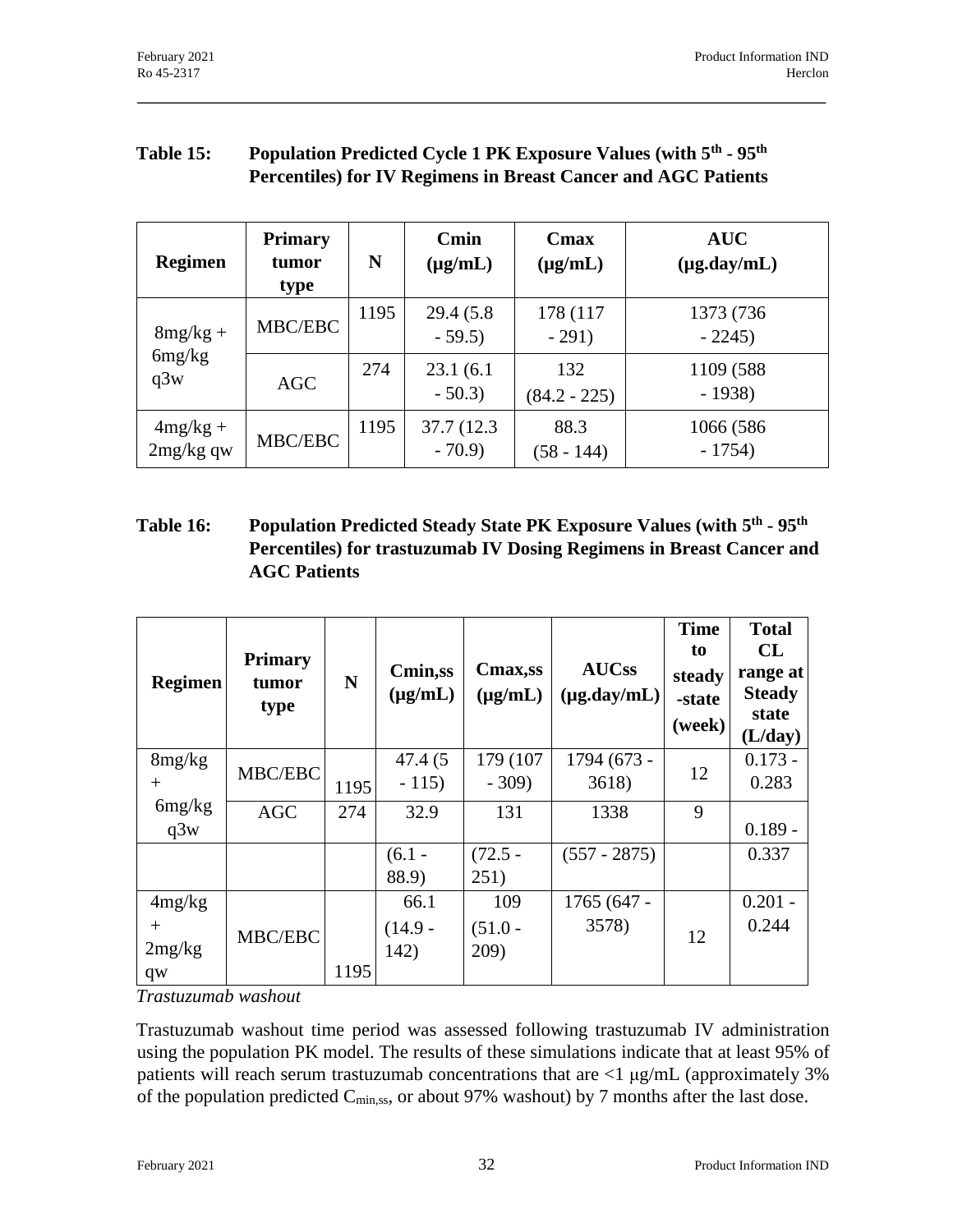**Table 15: Population Predicted Cycle 1 PK Exposure Values (with 5th - 95th Percentiles) for IV Regimens in Breast Cancer and AGC Patients**

| Regimen | Primary tumor type | N | Cmin (µg/mL) | Cmax (µg/mL) | AUC (µg.day/mL) |
|---|---|---|---|---|---|
| 8mg/kg + 6mg/kg q3w | MBC/EBC | 1195 | 29.4 (5.8 - 59.5) | 178 (117 - 291) | 1373 (736 - 2245) |
| | AGC | 274 | 23.1 (6.1 - 50.3) | 132 (84.2 - 225) | 1109 (588 - 1938) |
| 4mg/kg + 2mg/kg qw | MBC/EBC | 1195 | 37.7 (12.3 - 70.9) | 88.3 (58 - 144) | 1066 (586 - 1754) |

**Table 16: Population Predicted Steady State PK Exposure Values (with 5th - 95th Percentiles) for trastuzumab IV Dosing Regimens in Breast Cancer and AGC Patients**

| Regimen | Primary tumor type | N | Cmin,ss (µg/mL) | Cmax,ss (µg/mL) | AUCss (µg.day/mL) | Time to steady -state (week) | Total CL range at Steady state (L/day) |
|---|---|---|---|---|---|---|---|
| 8mg/kg + 6mg/kg q3w | MBC/EBC | 1195 | 47.4 (5 - 115) | 179 (107 - 309) | 1794 (673 - 3618) | 12 | 0.173 - 0.283 |
| | AGC | 274 | 32.9 (6.1 - 88.9) | 131 (72.5 - 251) | 1338 (557 - 2875) | 9 | 0.189 - 0.337 |
| 4mg/kg + 2mg/kg qw | MBC/EBC | 1195 | 66.1 (14.9 - 142) | 109 (51.0 - 209) | 1765 (647 - 3578) | 12 | 0.201 - 0.244 |

*Trastuzumab washout*

Trastuzumab washout time period was assessed following trastuzumab IV administration using the population PK model. The results of these simulations indicate that at least 95% of patients will reach serum trastuzumab concentrations that are <1 µg/mL (approximately 3% of the population predicted $C_{min,ss}$, or about 97% washout) by 7 months after the last dose.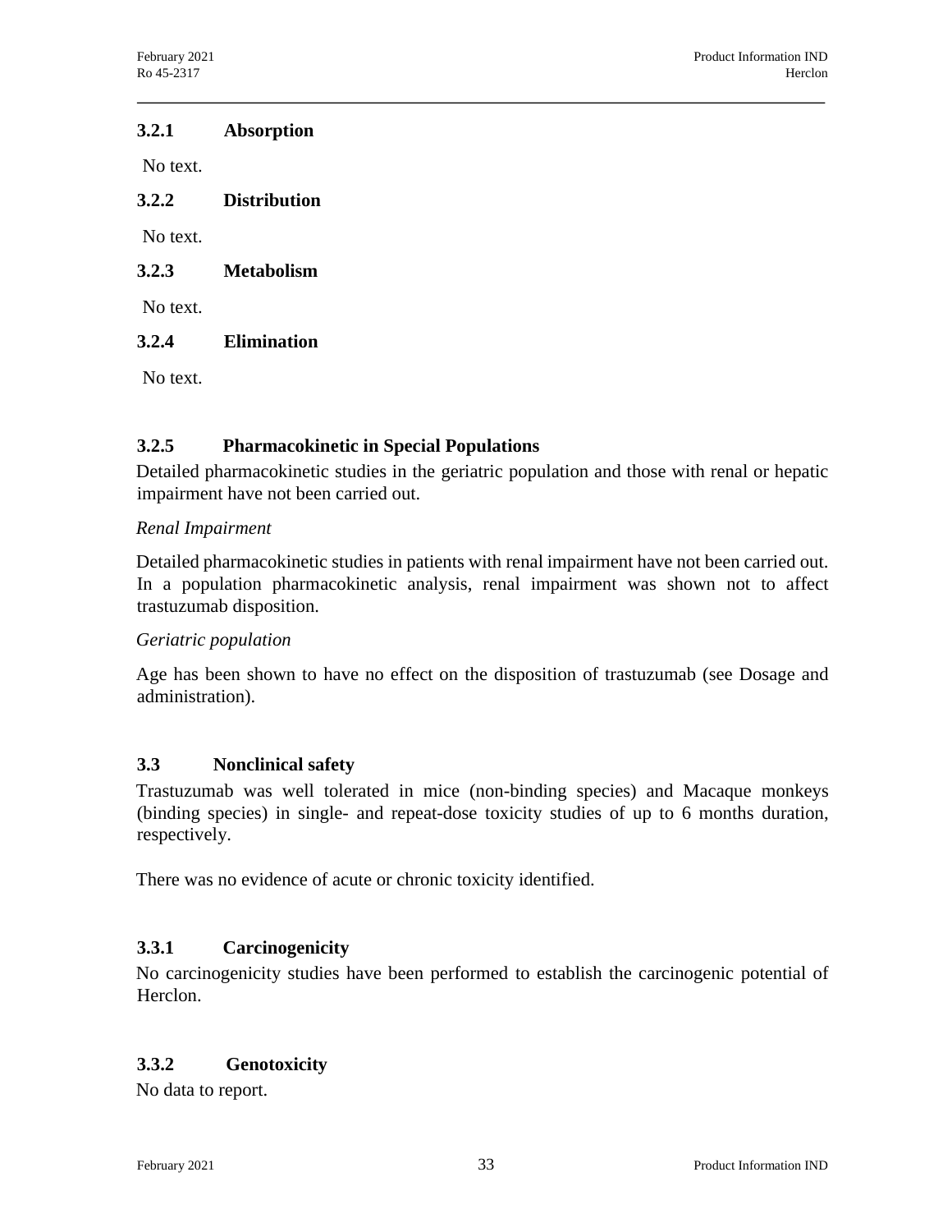### 3.2.1 Absorption

No text.

### 3.2.2 Distribution

No text.

### 3.2.3 Metabolism

No text.

### 3.2.4 Elimination

No text.

### 3.2.5 Pharmacokinetic in Special Populations

Detailed pharmacokinetic studies in the geriatric population and those with renal or hepatic impairment have not been carried out.

*Renal Impairment*

Detailed pharmacokinetic studies in patients with renal impairment have not been carried out. In a population pharmacokinetic analysis, renal impairment was shown not to affect trastuzumab disposition.

*Geriatric population*

Age has been shown to have no effect on the disposition of trastuzumab (see Dosage and administration).

## 3.3 Nonclinical safety

Trastuzumab was well tolerated in mice (non-binding species) and Macaque monkeys (binding species) in single- and repeat-dose toxicity studies of up to 6 months duration, respectively.

There was no evidence of acute or chronic toxicity identified.

### 3.3.1 Carcinogenicity

No carcinogenicity studies have been performed to establish the carcinogenic potential of Herclon.

### 3.3.2 Genotoxicity

No data to report.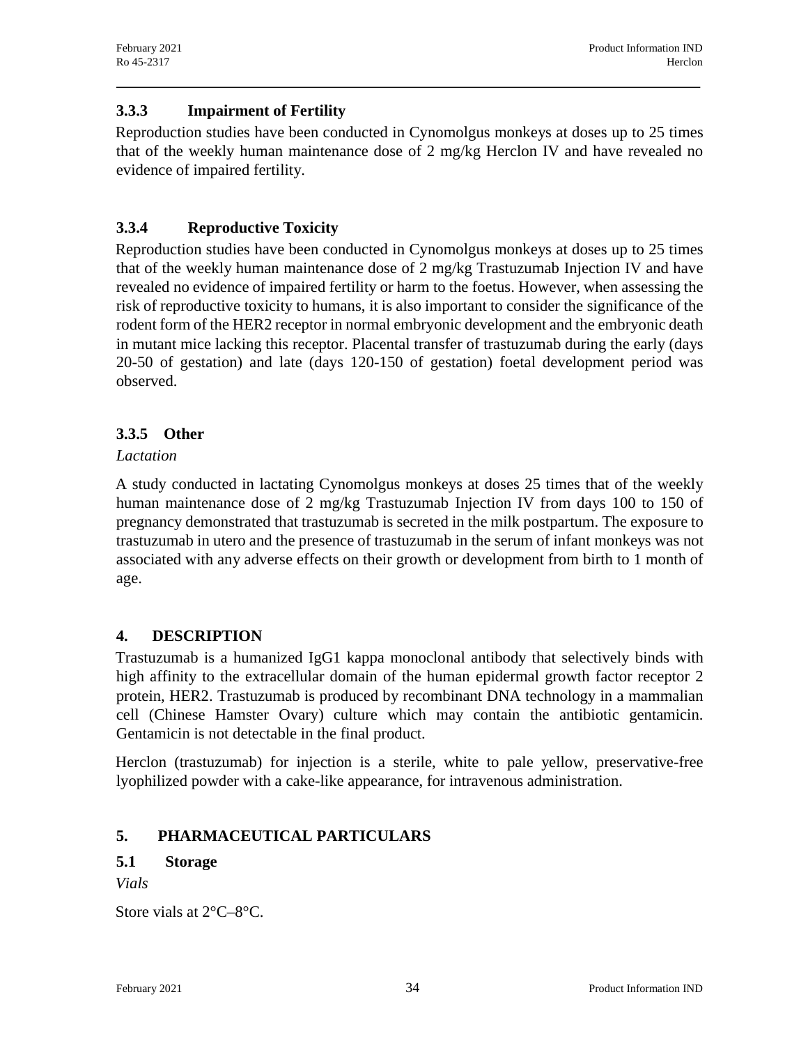### 3.3.3 Impairment of Fertility

Reproduction studies have been conducted in Cynomolgus monkeys at doses up to 25 times that of the weekly human maintenance dose of 2 mg/kg Herclon IV and have revealed no evidence of impaired fertility.

### 3.3.4 Reproductive Toxicity

Reproduction studies have been conducted in Cynomolgus monkeys at doses up to 25 times that of the weekly human maintenance dose of 2 mg/kg Trastuzumab Injection IV and have revealed no evidence of impaired fertility or harm to the foetus. However, when assessing the risk of reproductive toxicity to humans, it is also important to consider the significance of the rodent form of the HER2 receptor in normal embryonic development and the embryonic death in mutant mice lacking this receptor. Placental transfer of trastuzumab during the early (days 20-50 of gestation) and late (days 120-150 of gestation) foetal development period was observed.

### 3.3.5 Other

*Lactation*

A study conducted in lactating Cynomolgus monkeys at doses 25 times that of the weekly human maintenance dose of 2 mg/kg Trastuzumab Injection IV from days 100 to 150 of pregnancy demonstrated that trastuzumab is secreted in the milk postpartum. The exposure to trastuzumab in utero and the presence of trastuzumab in the serum of infant monkeys was not associated with any adverse effects on their growth or development from birth to 1 month of age.

## 4. DESCRIPTION

Trastuzumab is a humanized IgG1 kappa monoclonal antibody that selectively binds with high affinity to the extracellular domain of the human epidermal growth factor receptor 2 protein, HER2. Trastuzumab is produced by recombinant DNA technology in a mammalian cell (Chinese Hamster Ovary) culture which may contain the antibiotic gentamicin. Gentamicin is not detectable in the final product.

Herclon (trastuzumab) for injection is a sterile, white to pale yellow, preservative-free lyophilized powder with a cake-like appearance, for intravenous administration.

## 5. PHARMACEUTICAL PARTICULARS

### 5.1 Storage

*Vials*

Store vials at 2°C–8°C.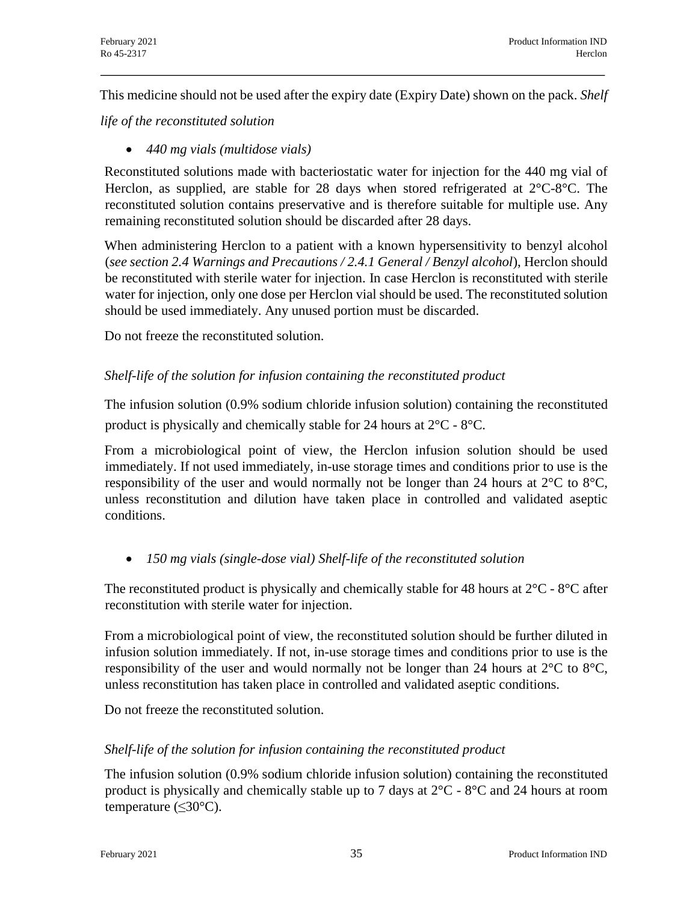This medicine should not be used after the expiry date (Expiry Date) shown on the pack. *Shelf life of the reconstituted solution*

- *440 mg vials (multidose vials)*

Reconstituted solutions made with bacteriostatic water for injection for the 440 mg vial of Herclon, as supplied, are stable for 28 days when stored refrigerated at 2°C-8°C. The reconstituted solution contains preservative and is therefore suitable for multiple use. Any remaining reconstituted solution should be discarded after 28 days.

When administering Herclon to a patient with a known hypersensitivity to benzyl alcohol (*see section 2.4 Warnings and Precautions / 2.4.1 General / Benzyl alcohol*), Herclon should be reconstituted with sterile water for injection. In case Herclon is reconstituted with sterile water for injection, only one dose per Herclon vial should be used. The reconstituted solution should be used immediately. Any unused portion must be discarded.

Do not freeze the reconstituted solution.

*Shelf-life of the solution for infusion containing the reconstituted product*

The infusion solution (0.9% sodium chloride infusion solution) containing the reconstituted product is physically and chemically stable for 24 hours at 2°C - 8°C.

From a microbiological point of view, the Herclon infusion solution should be used immediately. If not used immediately, in-use storage times and conditions prior to use is the responsibility of the user and would normally not be longer than 24 hours at 2°C to 8°C, unless reconstitution and dilution have taken place in controlled and validated aseptic conditions.

- *150 mg vials (single-dose vial) Shelf-life of the reconstituted solution*

The reconstituted product is physically and chemically stable for 48 hours at 2°C - 8°C after reconstitution with sterile water for injection.

From a microbiological point of view, the reconstituted solution should be further diluted in infusion solution immediately. If not, in-use storage times and conditions prior to use is the responsibility of the user and would normally not be longer than 24 hours at 2°C to 8°C, unless reconstitution has taken place in controlled and validated aseptic conditions.

Do not freeze the reconstituted solution.

*Shelf-life of the solution for infusion containing the reconstituted product*

The infusion solution (0.9% sodium chloride infusion solution) containing the reconstituted product is physically and chemically stable up to 7 days at 2°C - 8°C and 24 hours at room temperature (≤30°C).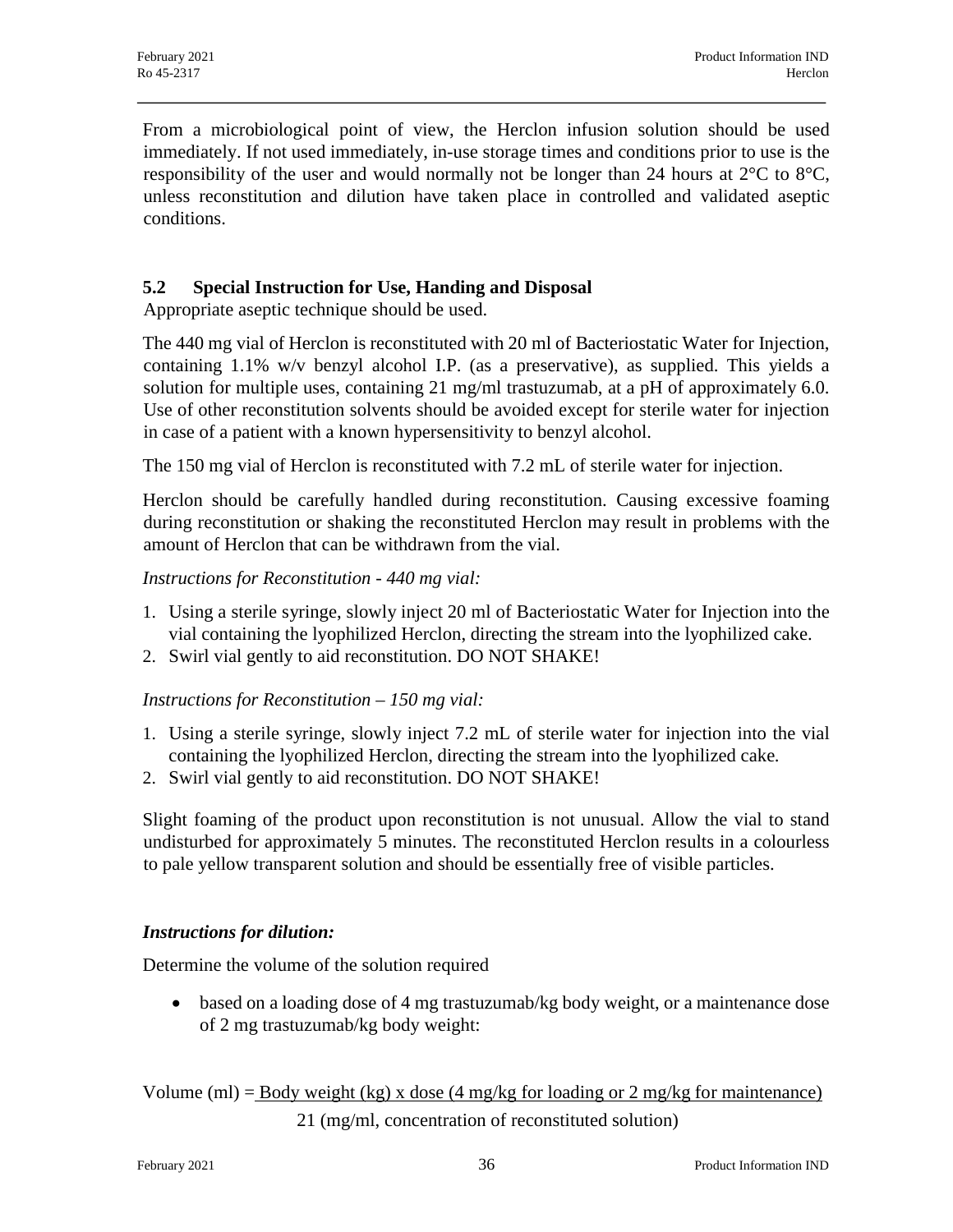From a microbiological point of view, the Herclon infusion solution should be used immediately. If not used immediately, in-use storage times and conditions prior to use is the responsibility of the user and would normally not be longer than 24 hours at 2°C to 8°C, unless reconstitution and dilution have taken place in controlled and validated aseptic conditions.

## 5.2 Special Instruction for Use, Handing and Disposal

Appropriate aseptic technique should be used.

The 440 mg vial of Herclon is reconstituted with 20 ml of Bacteriostatic Water for Injection, containing 1.1% w/v benzyl alcohol I.P. (as a preservative), as supplied. This yields a solution for multiple uses, containing 21 mg/ml trastuzumab, at a pH of approximately 6.0. Use of other reconstitution solvents should be avoided except for sterile water for injection in case of a patient with a known hypersensitivity to benzyl alcohol.

The 150 mg vial of Herclon is reconstituted with 7.2 mL of sterile water for injection.

Herclon should be carefully handled during reconstitution. Causing excessive foaming during reconstitution or shaking the reconstituted Herclon may result in problems with the amount of Herclon that can be withdrawn from the vial.

*Instructions for Reconstitution - 440 mg vial:*

1. Using a sterile syringe, slowly inject 20 ml of Bacteriostatic Water for Injection into the vial containing the lyophilized Herclon, directing the stream into the lyophilized cake.
2. Swirl vial gently to aid reconstitution. DO NOT SHAKE!

*Instructions for Reconstitution – 150 mg vial:*

1. Using a sterile syringe, slowly inject 7.2 mL of sterile water for injection into the vial containing the lyophilized Herclon, directing the stream into the lyophilized cake.
2. Swirl vial gently to aid reconstitution. DO NOT SHAKE!

Slight foaming of the product upon reconstitution is not unusual. Allow the vial to stand undisturbed for approximately 5 minutes. The reconstituted Herclon results in a colourless to pale yellow transparent solution and should be essentially free of visible particles.

***Instructions for dilution:***

Determine the volume of the solution required

- based on a loading dose of 4 mg trastuzumab/kg body weight, or a maintenance dose of 2 mg trastuzumab/kg body weight:

$$\text{Volume (ml)} = \frac{\text{Body weight (kg) x dose (4 mg/kg for loading or 2 mg/kg for maintenance)}}{\text{21 (mg/ml, concentration of reconstituted solution)}}$$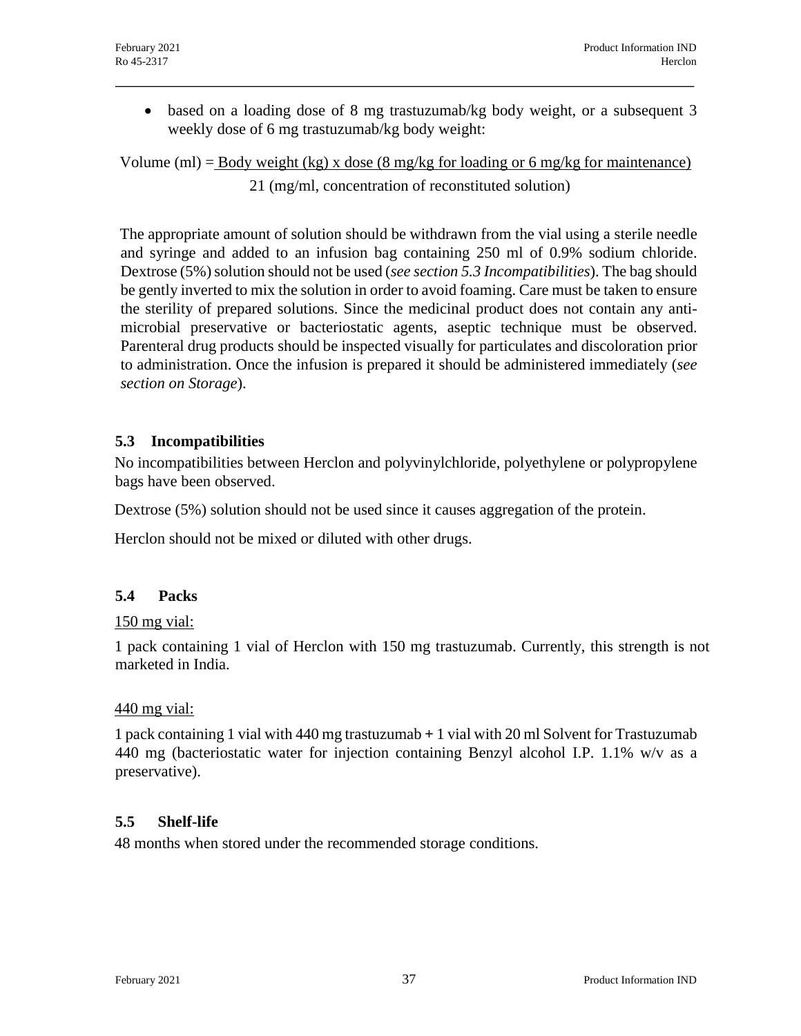- based on a loading dose of 8 mg trastuzumab/kg body weight, or a subsequent 3 weekly dose of 6 mg trastuzumab/kg body weight:

$$\text{Volume (ml)} = \frac{\text{Body weight (kg) x dose (8 mg/kg for loading or 6 mg/kg for maintenance)}}{\text{21 (mg/ml, concentration of reconstituted solution)}}$$

The appropriate amount of solution should be withdrawn from the vial using a sterile needle and syringe and added to an infusion bag containing 250 ml of 0.9% sodium chloride. Dextrose (5%) solution should not be used (*see section 5.3 Incompatibilities*). The bag should be gently inverted to mix the solution in order to avoid foaming. Care must be taken to ensure the sterility of prepared solutions. Since the medicinal product does not contain any anti-microbial preservative or bacteriostatic agents, aseptic technique must be observed. Parenteral drug products should be inspected visually for particulates and discoloration prior to administration. Once the infusion is prepared it should be administered immediately (*see section on Storage*).

### 5.3 Incompatibilities

No incompatibilities between Herclon and polyvinylchloride, polyethylene or polypropylene bags have been observed.

Dextrose (5%) solution should not be used since it causes aggregation of the protein.

Herclon should not be mixed or diluted with other drugs.

### 5.4 Packs

150 mg vial:

1 pack containing 1 vial of Herclon with 150 mg trastuzumab. Currently, this strength is not marketed in India.

440 mg vial:

1 pack containing 1 vial with 440 mg trastuzumab + 1 vial with 20 ml Solvent for Trastuzumab 440 mg (bacteriostatic water for injection containing Benzyl alcohol I.P. 1.1% w/v as a preservative).

### 5.5 Shelf-life

48 months when stored under the recommended storage conditions.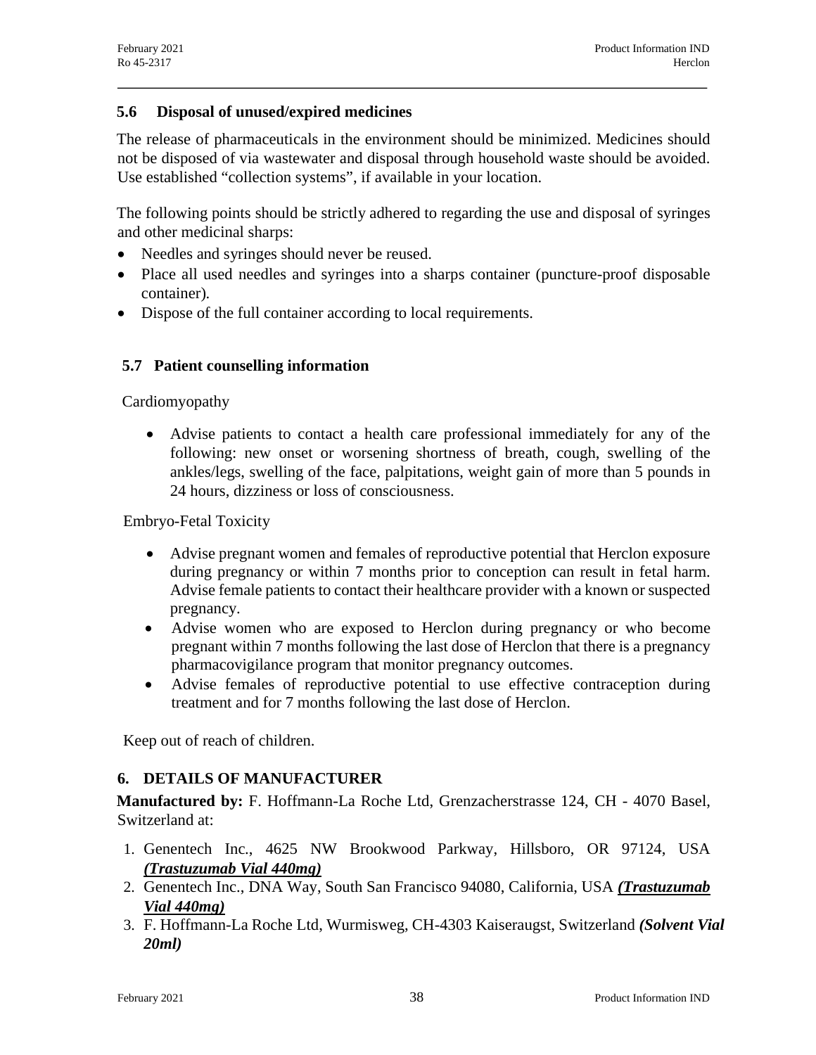### 5.6 Disposal of unused/expired medicines

The release of pharmaceuticals in the environment should be minimized. Medicines should not be disposed of via wastewater and disposal through household waste should be avoided. Use established "collection systems", if available in your location.

The following points should be strictly adhered to regarding the use and disposal of syringes and other medicinal sharps:

- Needles and syringes should never be reused.
- Place all used needles and syringes into a sharps container (puncture-proof disposable container).
- Dispose of the full container according to local requirements.

### 5.7 Patient counselling information

Cardiomyopathy

- Advise patients to contact a health care professional immediately for any of the following: new onset or worsening shortness of breath, cough, swelling of the ankles/legs, swelling of the face, palpitations, weight gain of more than 5 pounds in 24 hours, dizziness or loss of consciousness.

Embryo-Fetal Toxicity

- Advise pregnant women and females of reproductive potential that Herclon exposure during pregnancy or within 7 months prior to conception can result in fetal harm. Advise female patients to contact their healthcare provider with a known or suspected pregnancy.
- Advise women who are exposed to Herclon during pregnancy or who become pregnant within 7 months following the last dose of Herclon that there is a pregnancy pharmacovigilance program that monitor pregnancy outcomes.
- Advise females of reproductive potential to use effective contraception during treatment and for 7 months following the last dose of Herclon.

Keep out of reach of children.

## 6. DETAILS OF MANUFACTURER

**Manufactured by:** F. Hoffmann-La Roche Ltd, Grenzacherstrasse 124, CH - 4070 Basel, Switzerland at:

1. Genentech Inc., 4625 NW Brookwood Parkway, Hillsboro, OR 97124, USA ***(Trastuzumab Vial 440mg)***
2. Genentech Inc., DNA Way, South San Francisco 94080, California, USA ***(Trastuzumab Vial 440mg)***
3. F. Hoffmann-La Roche Ltd, Wurmisweg, CH-4303 Kaiseraugst, Switzerland ***(Solvent Vial 20ml)***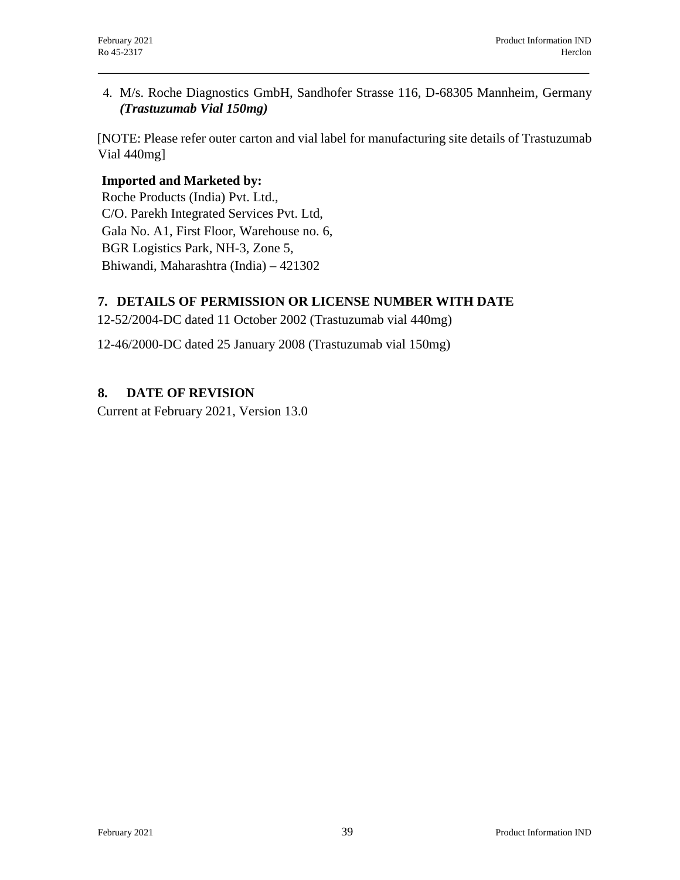4. M/s. Roche Diagnostics GmbH, Sandhofer Strasse 116, D-68305 Mannheim, Germany ***(Trastuzumab Vial 150mg)***

[NOTE: Please refer outer carton and vial label for manufacturing site details of Trastuzumab Vial 440mg]

**Imported and Marketed by:**
Roche Products (India) Pvt. Ltd.,
C/O. Parekh Integrated Services Pvt. Ltd,
Gala No. A1, First Floor, Warehouse no. 6,
BGR Logistics Park, NH-3, Zone 5,
Bhiwandi, Maharashtra (India) – 421302

## 7. DETAILS OF PERMISSION OR LICENSE NUMBER WITH DATE

12-52/2004-DC dated 11 October 2002 (Trastuzumab vial 440mg)

12-46/2000-DC dated 25 January 2008 (Trastuzumab vial 150mg)

## 8. DATE OF REVISION

Current at February 2021, Version 13.0